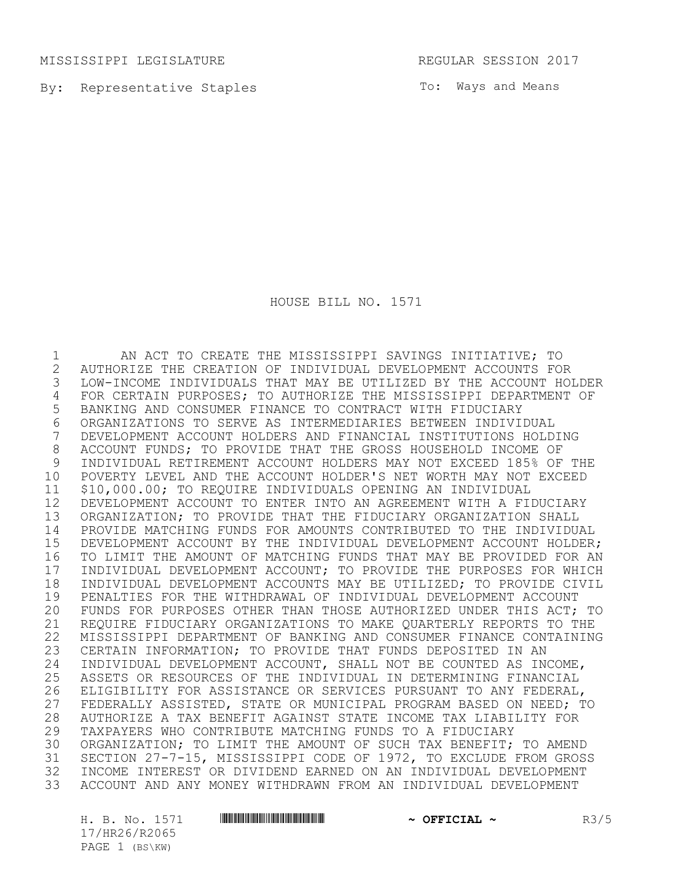MISSISSIPPI LEGISLATURE REGULAR SESSION 2017

By: Representative Staples

To: Ways and Means

# HOUSE BILL NO. 1571

AN ACT TO CREATE THE MISSISSIPPI SAVINGS INITIATIVE; TO AUTHORIZE THE CREATION OF INDIVIDUAL DEVELOPMENT ACCOUNTS FOR LOW-INCOME INDIVIDUALS THAT MAY BE UTILIZED BY THE ACCOUNT HOLDER FOR CERTAIN PURPOSES; TO AUTHORIZE THE MISSISSIPPI DEPARTMENT OF BANKING AND CONSUMER FINANCE TO CONTRACT WITH FIDUCIARY ORGANIZATIONS TO SERVE AS INTERMEDIARIES BETWEEN INDIVIDUAL DEVELOPMENT ACCOUNT HOLDERS AND FINANCIAL INSTITUTIONS HOLDING ACCOUNT FUNDS; TO PROVIDE THAT THE GROSS HOUSEHOLD INCOME OF INDIVIDUAL RETIREMENT ACCOUNT HOLDERS MAY NOT EXCEED 185% OF THE POVERTY LEVEL AND THE ACCOUNT HOLDER'S NET WORTH MAY NOT EXCEED $10,000.00; TO REQUIRE INDIVIDUALS OPENING AN INDIVIDUAL DEVELOPMENT ACCOUNT TO ENTER INTO AN AGREEMENT WITH A FIDUCIARY ORGANIZATION; TO PROVIDE THAT THE FIDUCIARY ORGANIZATION SHALL PROVIDE MATCHING FUNDS FOR AMOUNTS CONTRIBUTED TO THE INDIVIDUAL DEVELOPMENT ACCOUNT BY THE INDIVIDUAL DEVELOPMENT ACCOUNT HOLDER; TO LIMIT THE AMOUNT OF MATCHING FUNDS THAT MAY BE PROVIDED FOR AN INDIVIDUAL DEVELOPMENT ACCOUNT; TO PROVIDE THE PURPOSES FOR WHICH INDIVIDUAL DEVELOPMENT ACCOUNTS MAY BE UTILIZED; TO PROVIDE CIVIL PENALTIES FOR THE WITHDRAWAL OF INDIVIDUAL DEVELOPMENT ACCOUNT FUNDS FOR PURPOSES OTHER THAN THOSE AUTHORIZED UNDER THIS ACT; TO REQUIRE FIDUCIARY ORGANIZATIONS TO MAKE QUARTERLY REPORTS TO THE MISSISSIPPI DEPARTMENT OF BANKING AND CONSUMER FINANCE CONTAINING CERTAIN INFORMATION; TO PROVIDE THAT FUNDS DEPOSITED IN AN INDIVIDUAL DEVELOPMENT ACCOUNT, SHALL NOT BE COUNTED AS INCOME, ASSETS OR RESOURCES OF THE INDIVIDUAL IN DETERMINING FINANCIAL ELIGIBILITY FOR ASSISTANCE OR SERVICES PURSUANT TO ANY FEDERAL, FEDERALLY ASSISTED, STATE OR MUNICIPAL PROGRAM BASED ON NEED; TO AUTHORIZE A TAX BENEFIT AGAINST STATE INCOME TAX LIABILITY FOR TAXPAYERS WHO CONTRIBUTE MATCHING FUNDS TO A FIDUCIARY ORGANIZATION; TO LIMIT THE AMOUNT OF SUCH TAX BENEFIT; TO AMEND SECTION 27-7-15, MISSISSIPPI CODE OF 1972, TO EXCLUDE FROM GROSS INCOME INTEREST OR DIVIDEND EARNED ON AN INDIVIDUAL DEVELOPMENT ACCOUNT AND ANY MONEY WITHDRAWN FROM AN INDIVIDUAL DEVELOPMENT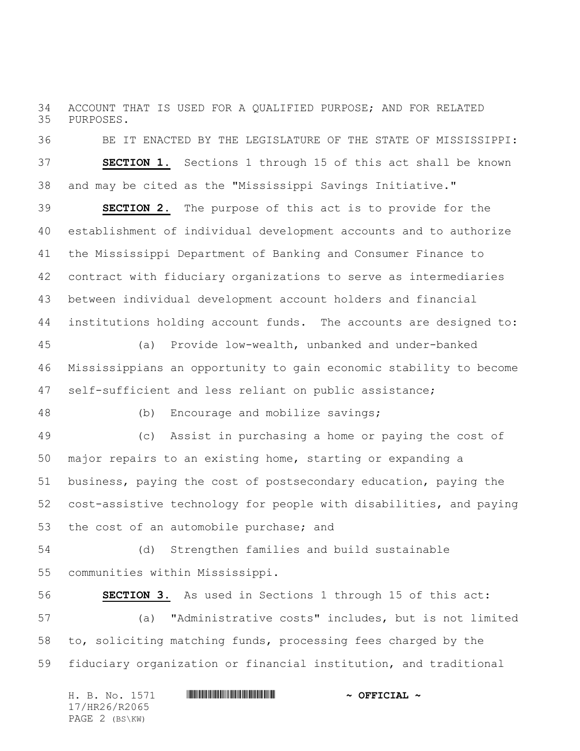ACCOUNT THAT IS USED FOR A QUALIFIED PURPOSE; AND FOR RELATED PURPOSES.

BE IT ENACTED BY THE LEGISLATURE OF THE STATE OF MISSISSIPPI:

**SECTION 1.** Sections 1 through 15 of this act shall be known and may be cited as the "Mississippi Savings Initiative."

**SECTION 2.** The purpose of this act is to provide for the establishment of individual development accounts and to authorize the Mississippi Department of Banking and Consumer Finance to contract with fiduciary organizations to serve as intermediaries between individual development account holders and financial institutions holding account funds. The accounts are designed to:

(a) Provide low-wealth, unbanked and under-banked Mississippians an opportunity to gain economic stability to become self-sufficient and less reliant on public assistance;

(b) Encourage and mobilize savings;

(c) Assist in purchasing a home or paying the cost of major repairs to an existing home, starting or expanding a business, paying the cost of postsecondary education, paying the cost-assistive technology for people with disabilities, and paying the cost of an automobile purchase; and

(d) Strengthen families and build sustainable communities within Mississippi.

**SECTION 3.** As used in Sections 1 through 15 of this act:

(a) "Administrative costs" includes, but is not limited to, soliciting matching funds, processing fees charged by the fiduciary organization or financial institution, and traditional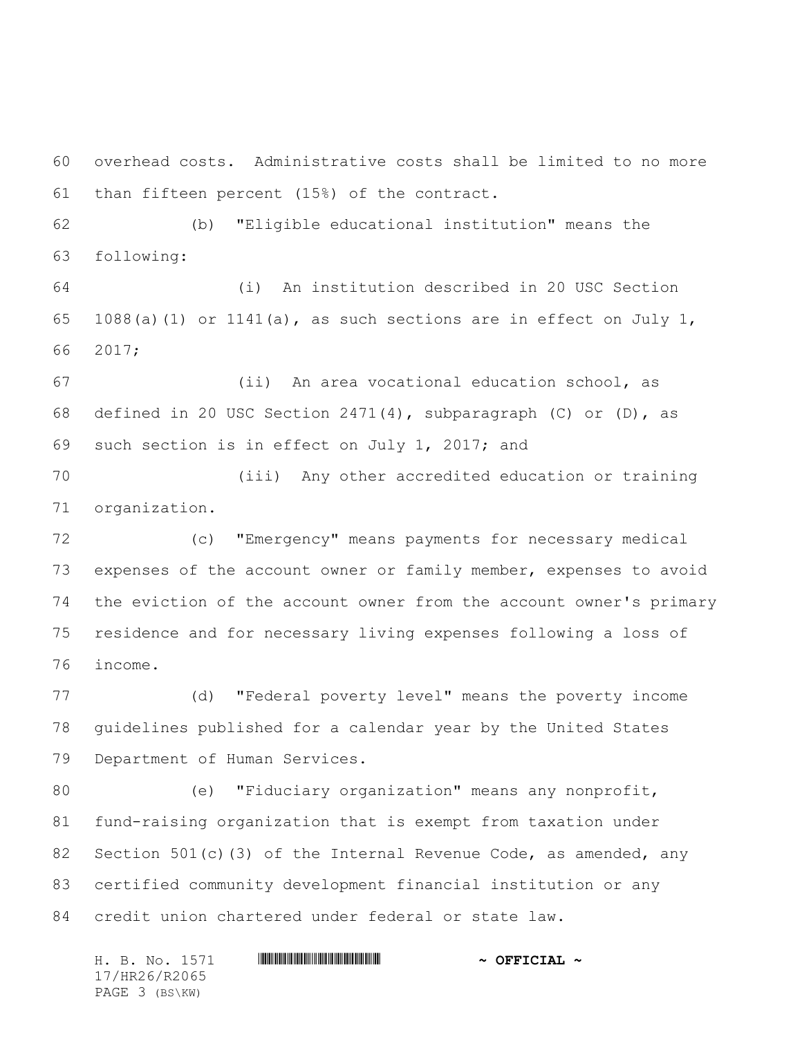overhead costs. Administrative costs shall be limited to no more than fifteen percent (15%) of the contract.

(b) "Eligible educational institution" means the following:

(i) An institution described in 20 USC Section 1088(a)(1) or 1141(a), as such sections are in effect on July 1, 2017;

(ii) An area vocational education school, as defined in 20 USC Section 2471(4), subparagraph (C) or (D), as such section is in effect on July 1, 2017; and

(iii) Any other accredited education or training organization.

(c) "Emergency" means payments for necessary medical expenses of the account owner or family member, expenses to avoid the eviction of the account owner from the account owner's primary residence and for necessary living expenses following a loss of income.

(d) "Federal poverty level" means the poverty income guidelines published for a calendar year by the United States Department of Human Services.

(e) "Fiduciary organization" means any nonprofit, fund-raising organization that is exempt from taxation under Section 501(c)(3) of the Internal Revenue Code, as amended, any certified community development financial institution or any credit union chartered under federal or state law.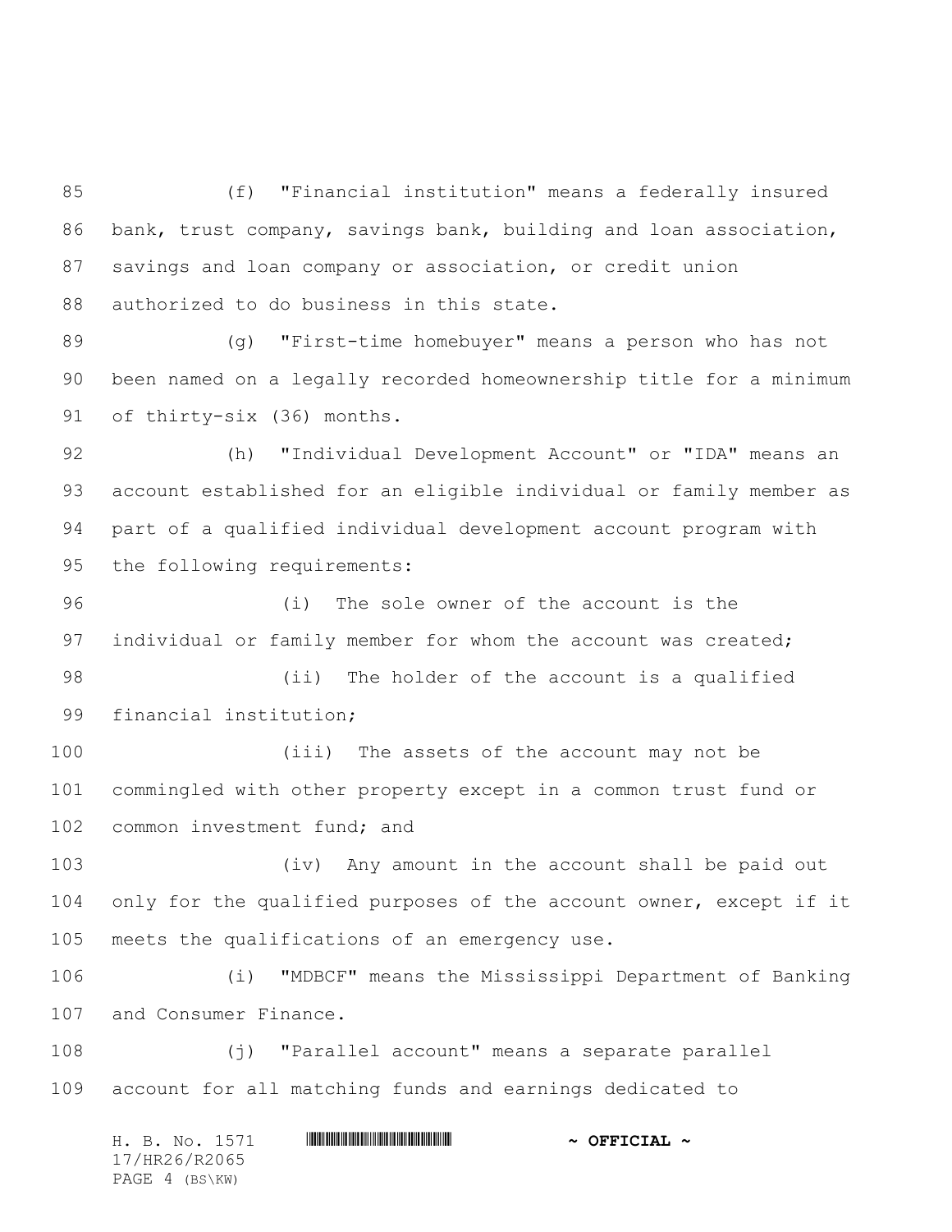(f) "Financial institution" means a federally insured bank, trust company, savings bank, building and loan association, savings and loan company or association, or credit union authorized to do business in this state.

(g) "First-time homebuyer" means a person who has not been named on a legally recorded homeownership title for a minimum of thirty-six (36) months.

(h) "Individual Development Account" or "IDA" means an account established for an eligible individual or family member as part of a qualified individual development account program with the following requirements:

(i) The sole owner of the account is the individual or family member for whom the account was created;

(ii) The holder of the account is a qualified financial institution;

(iii) The assets of the account may not be commingled with other property except in a common trust fund or common investment fund; and

(iv) Any amount in the account shall be paid out only for the qualified purposes of the account owner, except if it meets the qualifications of an emergency use.

(i) "MDBCF" means the Mississippi Department of Banking and Consumer Finance.

(j) "Parallel account" means a separate parallel account for all matching funds and earnings dedicated to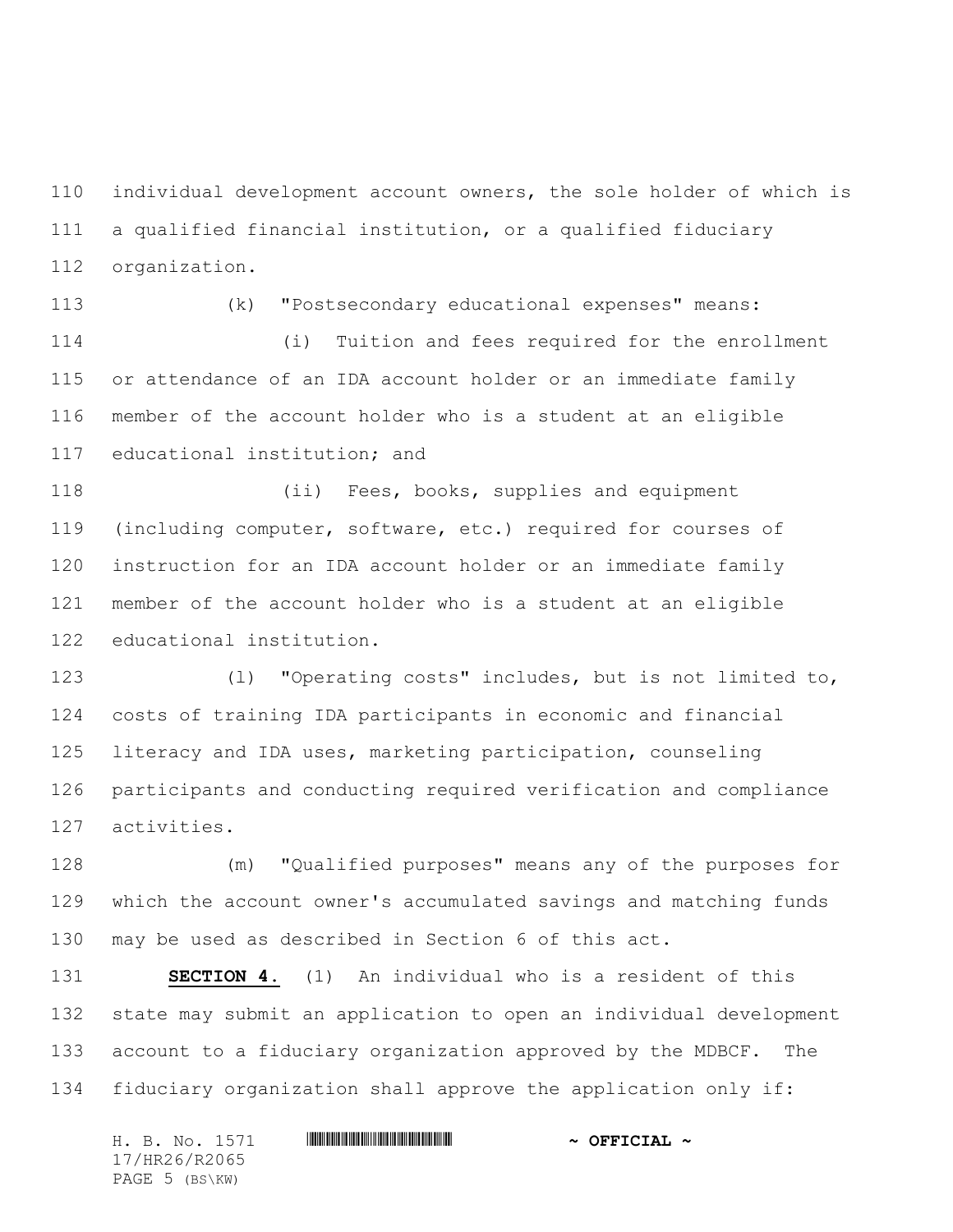individual development account owners, the sole holder of which is a qualified financial institution, or a qualified fiduciary organization.

(k) "Postsecondary educational expenses" means:

(i) Tuition and fees required for the enrollment or attendance of an IDA account holder or an immediate family member of the account holder who is a student at an eligible educational institution; and

(ii) Fees, books, supplies and equipment (including computer, software, etc.) required for courses of instruction for an IDA account holder or an immediate family member of the account holder who is a student at an eligible educational institution.

(l) "Operating costs" includes, but is not limited to, costs of training IDA participants in economic and financial literacy and IDA uses, marketing participation, counseling participants and conducting required verification and compliance activities.

(m) "Qualified purposes" means any of the purposes for which the account owner's accumulated savings and matching funds may be used as described in Section 6 of this act.

**SECTION 4.** (1) An individual who is a resident of this state may submit an application to open an individual development account to a fiduciary organization approved by the MDBCF. The fiduciary organization shall approve the application only if: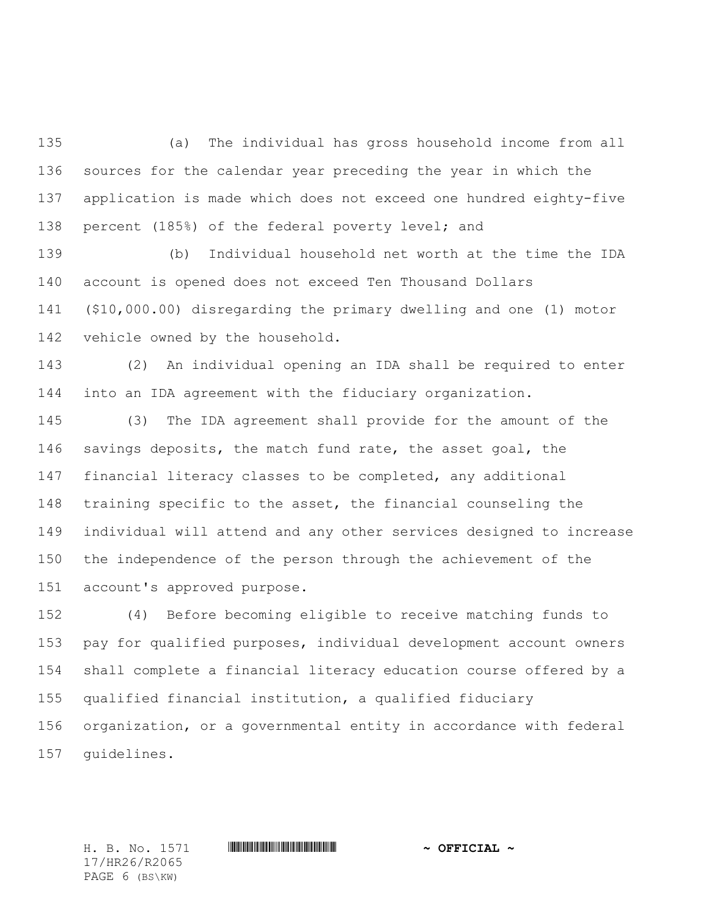(a) The individual has gross household income from all sources for the calendar year preceding the year in which the application is made which does not exceed one hundred eighty-five percent (185%) of the federal poverty level; and

(b) Individual household net worth at the time the IDA account is opened does not exceed Ten Thousand Dollars ($10,000.00) disregarding the primary dwelling and one (1) motor vehicle owned by the household.

(2) An individual opening an IDA shall be required to enter into an IDA agreement with the fiduciary organization.

(3) The IDA agreement shall provide for the amount of the savings deposits, the match fund rate, the asset goal, the financial literacy classes to be completed, any additional training specific to the asset, the financial counseling the individual will attend and any other services designed to increase the independence of the person through the achievement of the account's approved purpose.

(4) Before becoming eligible to receive matching funds to pay for qualified purposes, individual development account owners shall complete a financial literacy education course offered by a qualified financial institution, a qualified fiduciary organization, or a governmental entity in accordance with federal guidelines.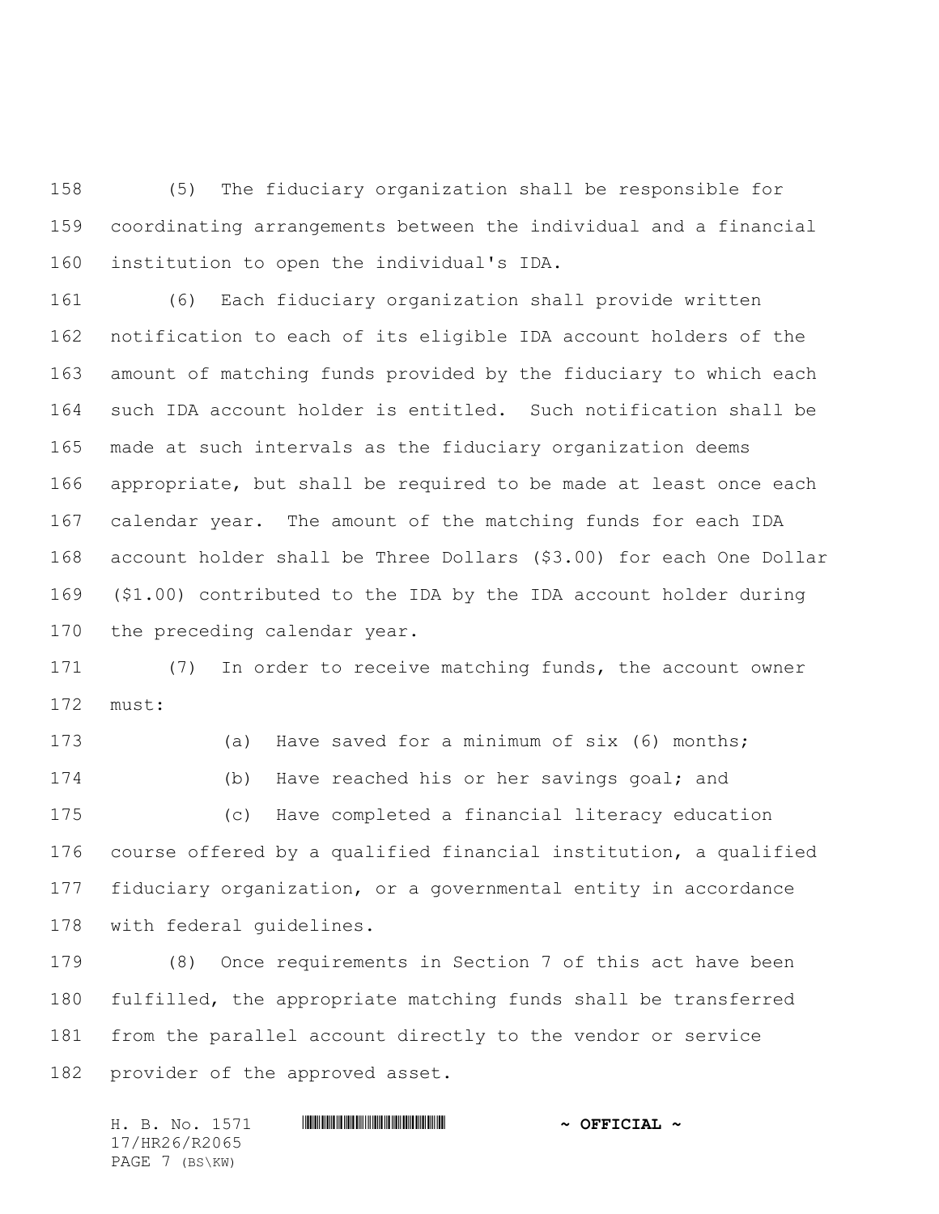(5) The fiduciary organization shall be responsible for coordinating arrangements between the individual and a financial institution to open the individual's IDA.

(6) Each fiduciary organization shall provide written notification to each of its eligible IDA account holders of the amount of matching funds provided by the fiduciary to which each such IDA account holder is entitled. Such notification shall be made at such intervals as the fiduciary organization deems appropriate, but shall be required to be made at least once each calendar year. The amount of the matching funds for each IDA account holder shall be Three Dollars ($3.00) for each One Dollar ($1.00) contributed to the IDA by the IDA account holder during the preceding calendar year.

(7) In order to receive matching funds, the account owner must:

(a) Have saved for a minimum of six (6) months;

(b) Have reached his or her savings goal; and

(c) Have completed a financial literacy education course offered by a qualified financial institution, a qualified fiduciary organization, or a governmental entity in accordance with federal guidelines.

(8) Once requirements in Section 7 of this act have been fulfilled, the appropriate matching funds shall be transferred from the parallel account directly to the vendor or service provider of the approved asset.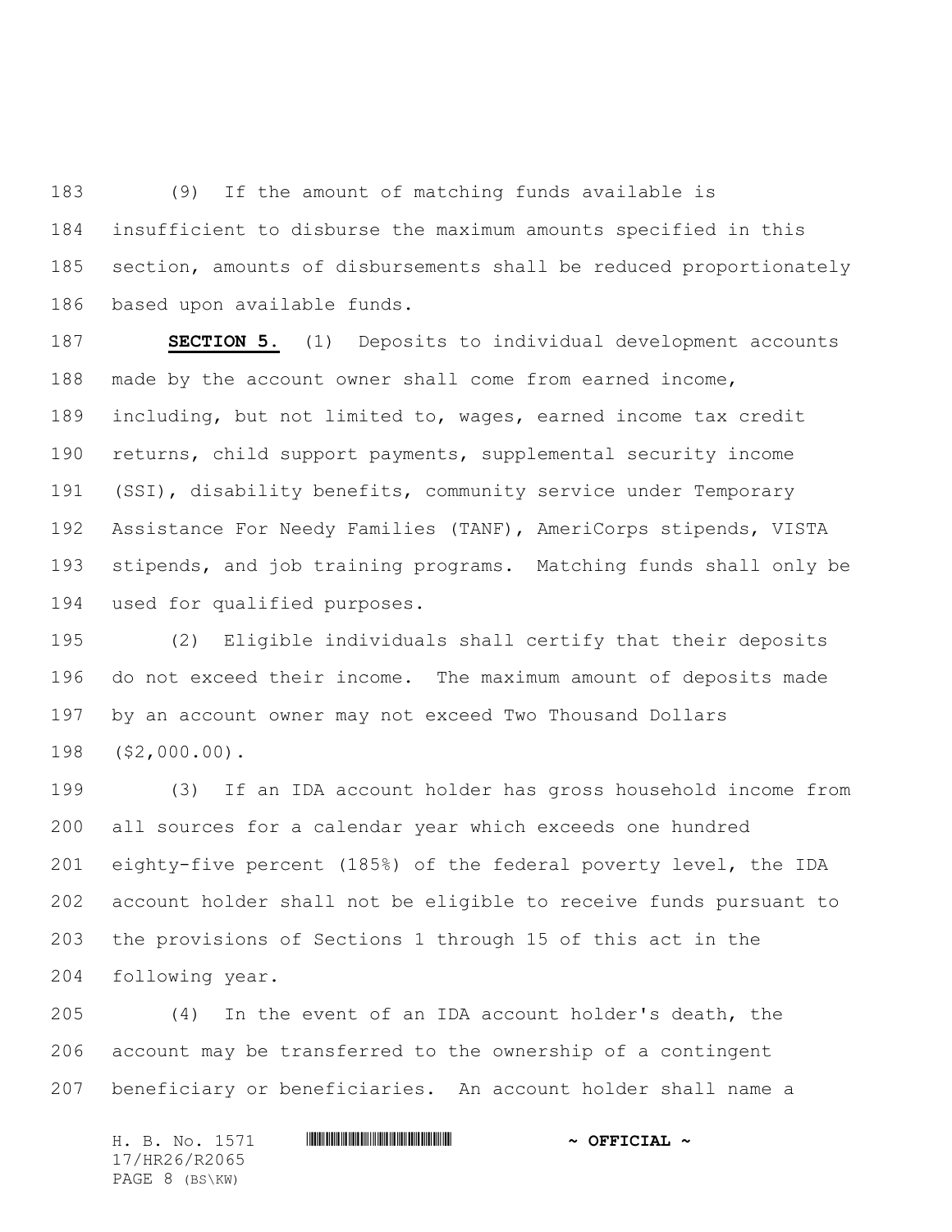(9) If the amount of matching funds available is insufficient to disburse the maximum amounts specified in this section, amounts of disbursements shall be reduced proportionately based upon available funds.

**SECTION 5.** (1) Deposits to individual development accounts made by the account owner shall come from earned income, including, but not limited to, wages, earned income tax credit returns, child support payments, supplemental security income (SSI), disability benefits, community service under Temporary Assistance For Needy Families (TANF), AmeriCorps stipends, VISTA stipends, and job training programs. Matching funds shall only be used for qualified purposes.

(2) Eligible individuals shall certify that their deposits do not exceed their income. The maximum amount of deposits made by an account owner may not exceed Two Thousand Dollars ($2,000.00).

(3) If an IDA account holder has gross household income from all sources for a calendar year which exceeds one hundred eighty-five percent (185%) of the federal poverty level, the IDA account holder shall not be eligible to receive funds pursuant to the provisions of Sections 1 through 15 of this act in the following year.

(4) In the event of an IDA account holder's death, the account may be transferred to the ownership of a contingent beneficiary or beneficiaries. An account holder shall name a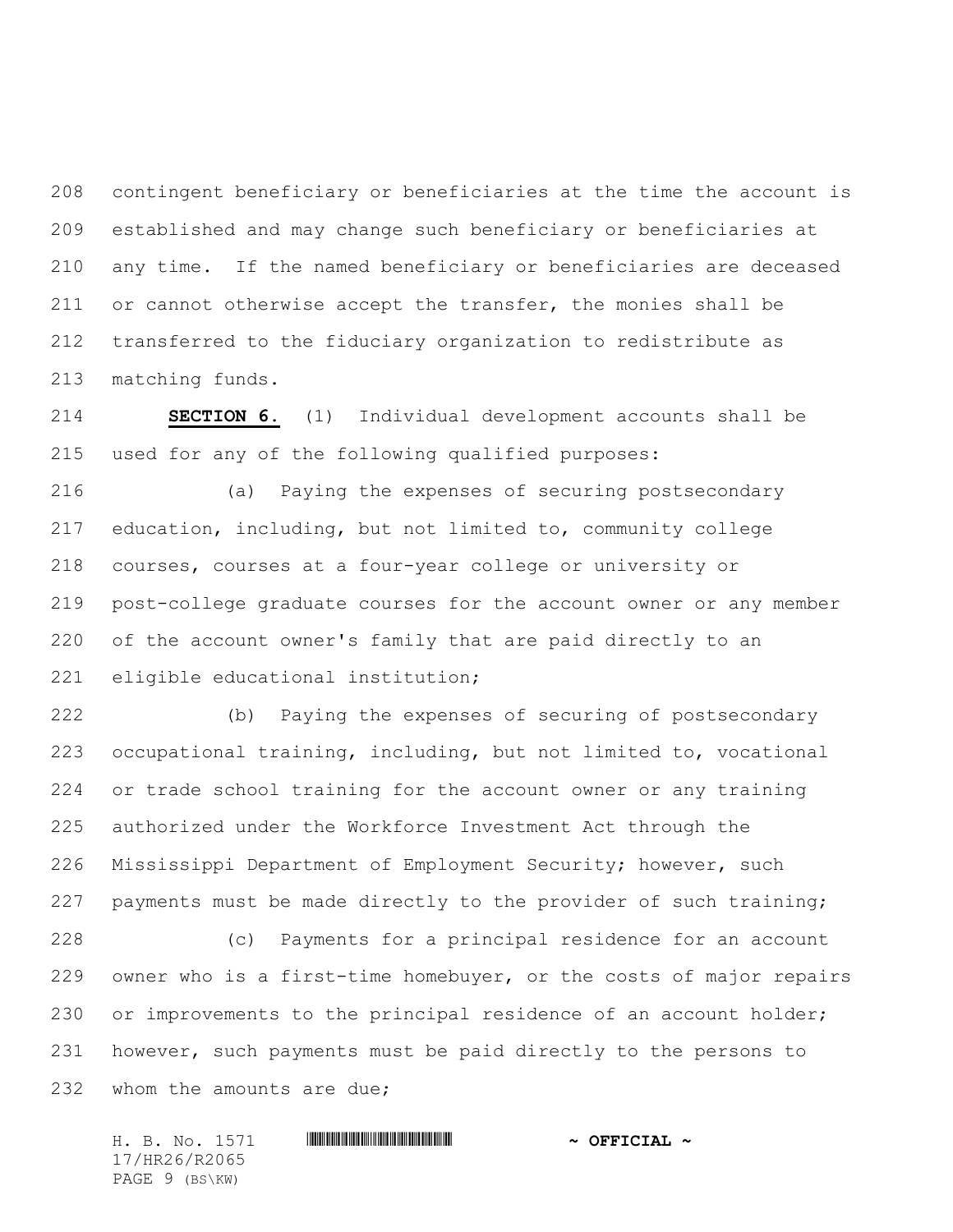contingent beneficiary or beneficiaries at the time the account is established and may change such beneficiary or beneficiaries at any time. If the named beneficiary or beneficiaries are deceased or cannot otherwise accept the transfer, the monies shall be transferred to the fiduciary organization to redistribute as matching funds.

**SECTION 6.** (1) Individual development accounts shall be used for any of the following qualified purposes:

(a) Paying the expenses of securing postsecondary education, including, but not limited to, community college courses, courses at a four-year college or university or post-college graduate courses for the account owner or any member of the account owner's family that are paid directly to an eligible educational institution;

(b) Paying the expenses of securing of postsecondary occupational training, including, but not limited to, vocational or trade school training for the account owner or any training authorized under the Workforce Investment Act through the Mississippi Department of Employment Security; however, such payments must be made directly to the provider of such training;

(c) Payments for a principal residence for an account owner who is a first-time homebuyer, or the costs of major repairs or improvements to the principal residence of an account holder; however, such payments must be paid directly to the persons to whom the amounts are due;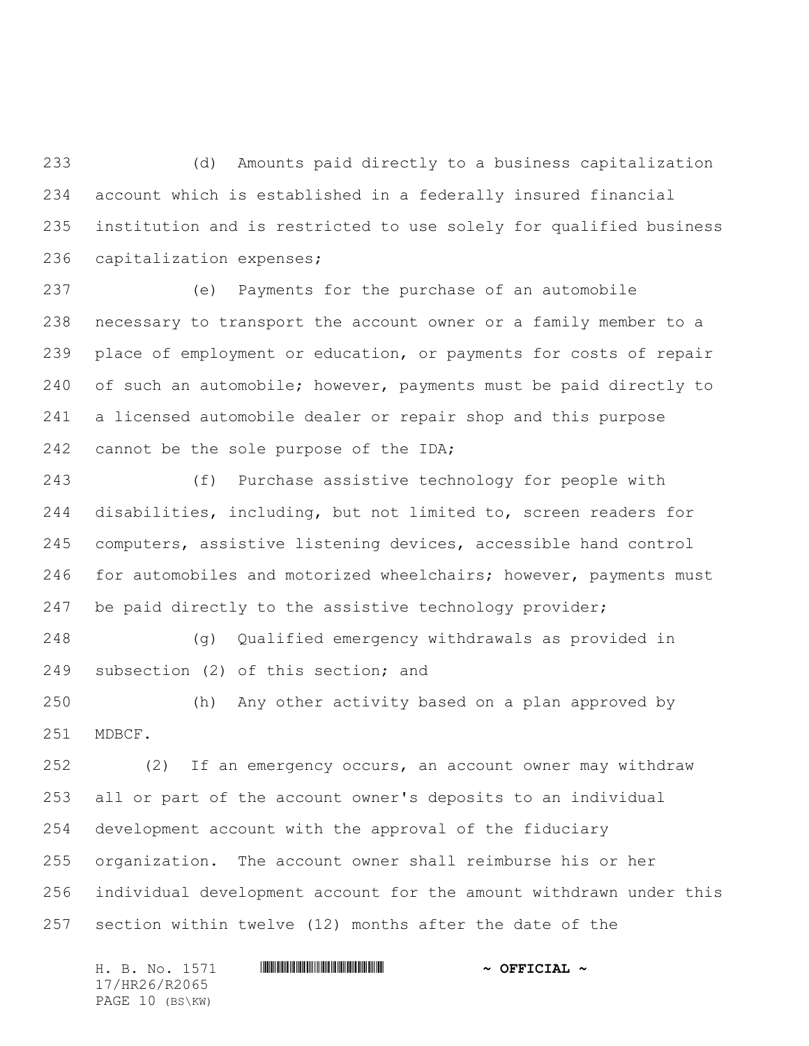(d) Amounts paid directly to a business capitalization account which is established in a federally insured financial institution and is restricted to use solely for qualified business capitalization expenses;

(e) Payments for the purchase of an automobile necessary to transport the account owner or a family member to a place of employment or education, or payments for costs of repair of such an automobile; however, payments must be paid directly to a licensed automobile dealer or repair shop and this purpose cannot be the sole purpose of the IDA;

(f) Purchase assistive technology for people with disabilities, including, but not limited to, screen readers for computers, assistive listening devices, accessible hand control for automobiles and motorized wheelchairs; however, payments must be paid directly to the assistive technology provider;

(g) Qualified emergency withdrawals as provided in subsection (2) of this section; and

(h) Any other activity based on a plan approved by MDBCF.

(2) If an emergency occurs, an account owner may withdraw all or part of the account owner's deposits to an individual development account with the approval of the fiduciary organization. The account owner shall reimburse his or her individual development account for the amount withdrawn under this section within twelve (12) months after the date of the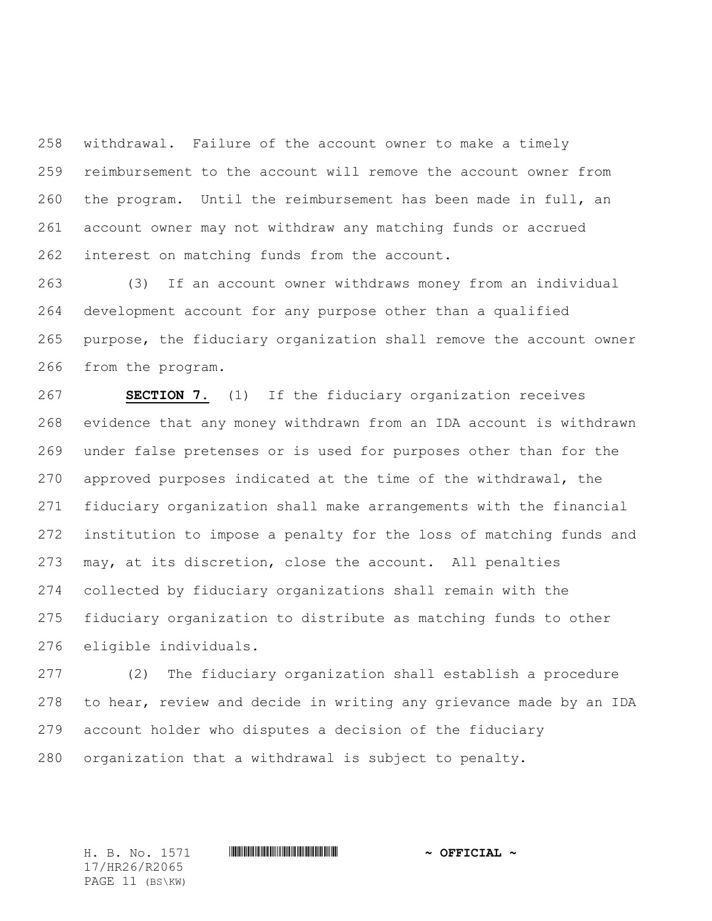withdrawal. Failure of the account owner to make a timely reimbursement to the account will remove the account owner from the program. Until the reimbursement has been made in full, an account owner may not withdraw any matching funds or accrued interest on matching funds from the account.

(3) If an account owner withdraws money from an individual development account for any purpose other than a qualified purpose, the fiduciary organization shall remove the account owner from the program.

**SECTION 7.** (1) If the fiduciary organization receives evidence that any money withdrawn from an IDA account is withdrawn under false pretenses or is used for purposes other than for the approved purposes indicated at the time of the withdrawal, the fiduciary organization shall make arrangements with the financial institution to impose a penalty for the loss of matching funds and may, at its discretion, close the account. All penalties collected by fiduciary organizations shall remain with the fiduciary organization to distribute as matching funds to other eligible individuals.

(2) The fiduciary organization shall establish a procedure to hear, review and decide in writing any grievance made by an IDA account holder who disputes a decision of the fiduciary organization that a withdrawal is subject to penalty.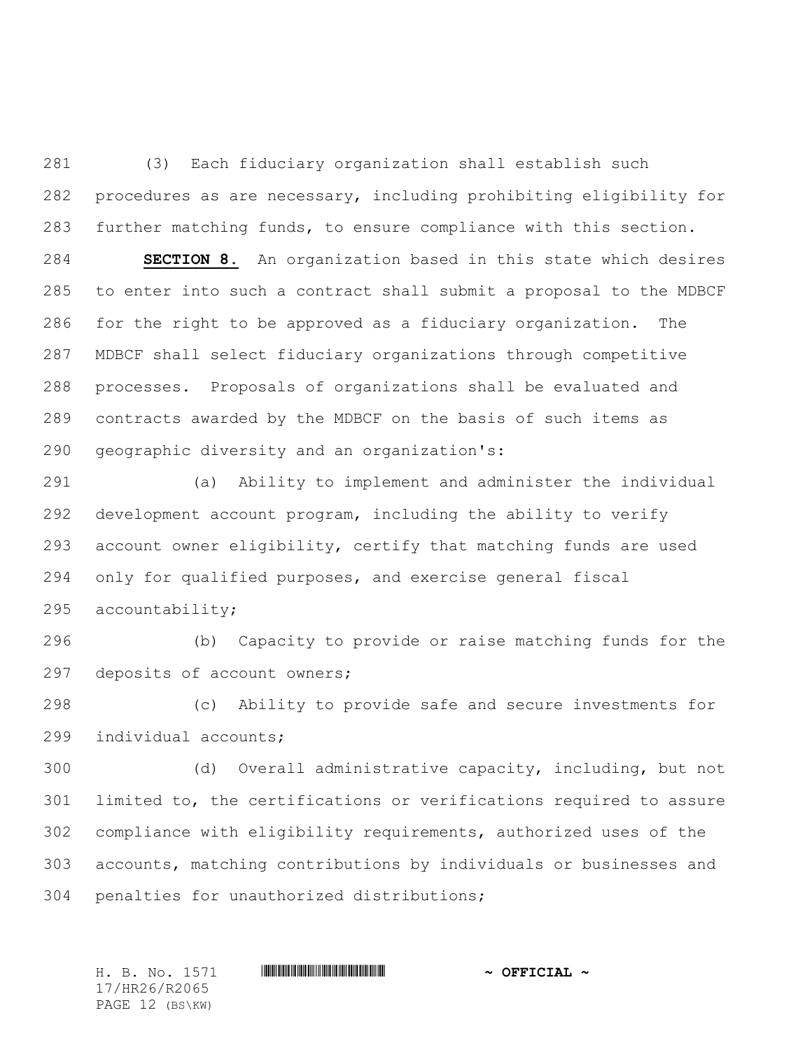(3) Each fiduciary organization shall establish such procedures as are necessary, including prohibiting eligibility for further matching funds, to ensure compliance with this section.

**SECTION 8.** An organization based in this state which desires to enter into such a contract shall submit a proposal to the MDBCF for the right to be approved as a fiduciary organization. The MDBCF shall select fiduciary organizations through competitive processes. Proposals of organizations shall be evaluated and contracts awarded by the MDBCF on the basis of such items as geographic diversity and an organization's:

(a) Ability to implement and administer the individual development account program, including the ability to verify account owner eligibility, certify that matching funds are used only for qualified purposes, and exercise general fiscal accountability;

(b) Capacity to provide or raise matching funds for the deposits of account owners;

(c) Ability to provide safe and secure investments for individual accounts;

(d) Overall administrative capacity, including, but not limited to, the certifications or verifications required to assure compliance with eligibility requirements, authorized uses of the accounts, matching contributions by individuals or businesses and penalties for unauthorized distributions;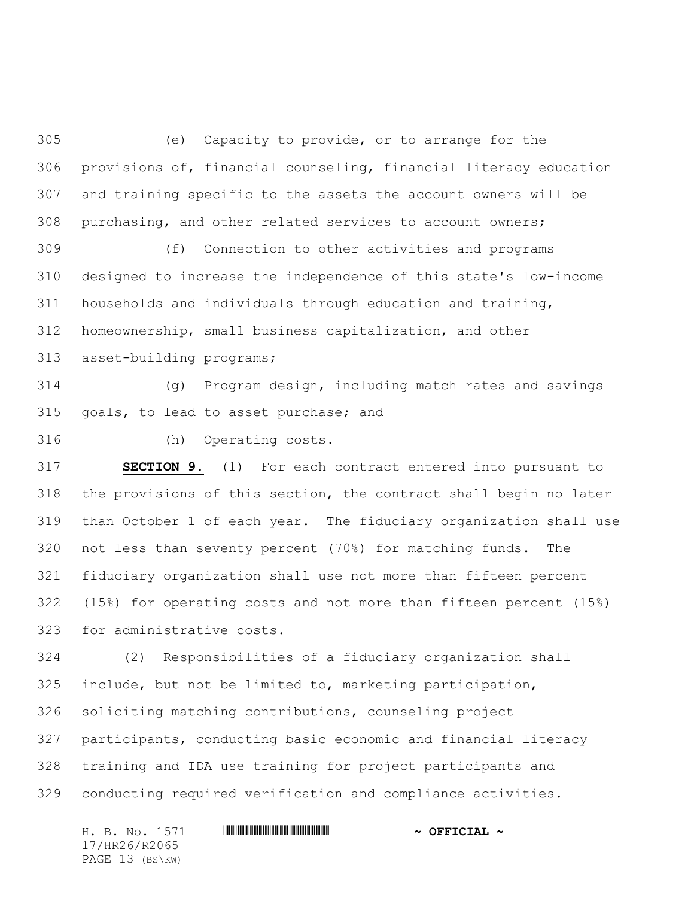(e) Capacity to provide, or to arrange for the provisions of, financial counseling, financial literacy education and training specific to the assets the account owners will be purchasing, and other related services to account owners;

(f) Connection to other activities and programs designed to increase the independence of this state's low-income households and individuals through education and training, homeownership, small business capitalization, and other asset-building programs;

(g) Program design, including match rates and savings goals, to lead to asset purchase; and

(h) Operating costs.

**SECTION 9.** (1) For each contract entered into pursuant to the provisions of this section, the contract shall begin no later than October 1 of each year. The fiduciary organization shall use not less than seventy percent (70%) for matching funds. The fiduciary organization shall use not more than fifteen percent (15%) for operating costs and not more than fifteen percent (15%) for administrative costs.

(2) Responsibilities of a fiduciary organization shall include, but not be limited to, marketing participation, soliciting matching contributions, counseling project participants, conducting basic economic and financial literacy training and IDA use training for project participants and conducting required verification and compliance activities.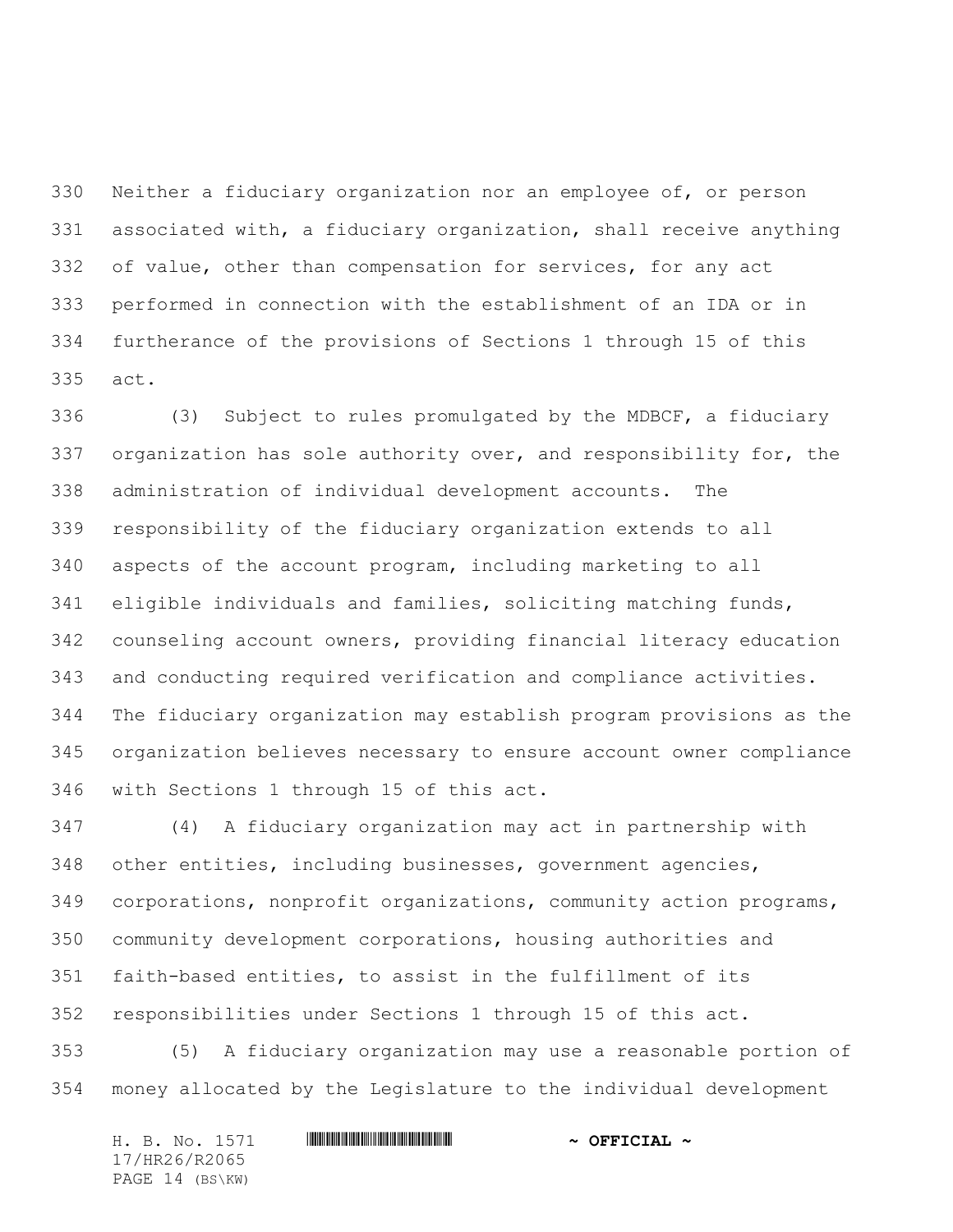Neither a fiduciary organization nor an employee of, or person associated with, a fiduciary organization, shall receive anything of value, other than compensation for services, for any act performed in connection with the establishment of an IDA or in furtherance of the provisions of Sections 1 through 15 of this act.

(3) Subject to rules promulgated by the MDBCF, a fiduciary organization has sole authority over, and responsibility for, the administration of individual development accounts. The responsibility of the fiduciary organization extends to all aspects of the account program, including marketing to all eligible individuals and families, soliciting matching funds, counseling account owners, providing financial literacy education and conducting required verification and compliance activities. The fiduciary organization may establish program provisions as the organization believes necessary to ensure account owner compliance with Sections 1 through 15 of this act.

(4) A fiduciary organization may act in partnership with other entities, including businesses, government agencies, corporations, nonprofit organizations, community action programs, community development corporations, housing authorities and faith-based entities, to assist in the fulfillment of its responsibilities under Sections 1 through 15 of this act.

(5) A fiduciary organization may use a reasonable portion of money allocated by the Legislature to the individual development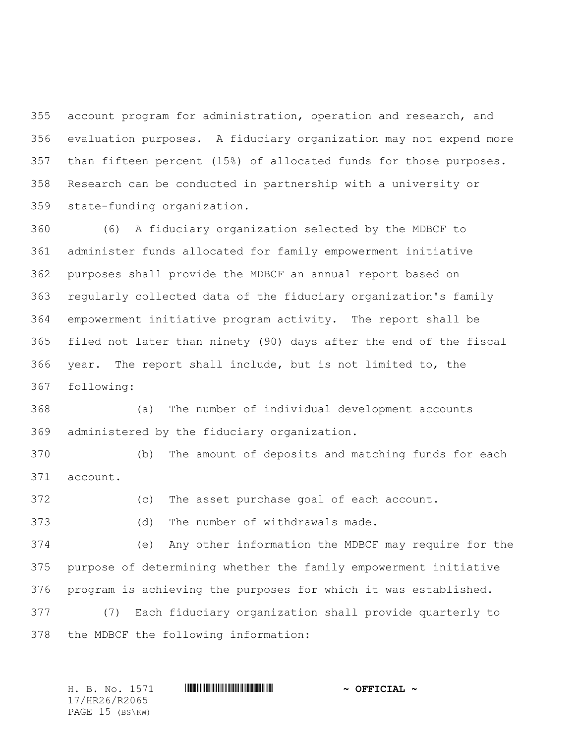account program for administration, operation and research, and evaluation purposes. A fiduciary organization may not expend more than fifteen percent (15%) of allocated funds for those purposes. Research can be conducted in partnership with a university or state-funding organization.

(6) A fiduciary organization selected by the MDBCF to administer funds allocated for family empowerment initiative purposes shall provide the MDBCF an annual report based on regularly collected data of the fiduciary organization's family empowerment initiative program activity. The report shall be filed not later than ninety (90) days after the end of the fiscal year. The report shall include, but is not limited to, the following:

(a) The number of individual development accounts administered by the fiduciary organization.

(b) The amount of deposits and matching funds for each account.

(c) The asset purchase goal of each account.

(d) The number of withdrawals made.

(e) Any other information the MDBCF may require for the purpose of determining whether the family empowerment initiative program is achieving the purposes for which it was established.

(7) Each fiduciary organization shall provide quarterly to the MDBCF the following information: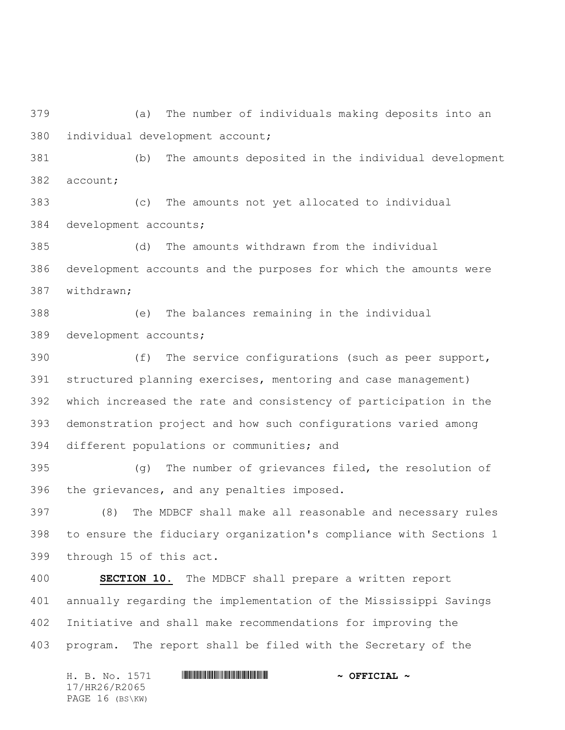(a) The number of individuals making deposits into an individual development account;

(b) The amounts deposited in the individual development account;

(c) The amounts not yet allocated to individual development accounts;

(d) The amounts withdrawn from the individual development accounts and the purposes for which the amounts were withdrawn;

(e) The balances remaining in the individual development accounts;

(f) The service configurations (such as peer support, structured planning exercises, mentoring and case management) which increased the rate and consistency of participation in the demonstration project and how such configurations varied among different populations or communities; and

(g) The number of grievances filed, the resolution of the grievances, and any penalties imposed.

(8) The MDBCF shall make all reasonable and necessary rules to ensure the fiduciary organization's compliance with Sections 1 through 15 of this act.

**SECTION 10.** The MDBCF shall prepare a written report annually regarding the implementation of the Mississippi Savings Initiative and shall make recommendations for improving the program. The report shall be filed with the Secretary of the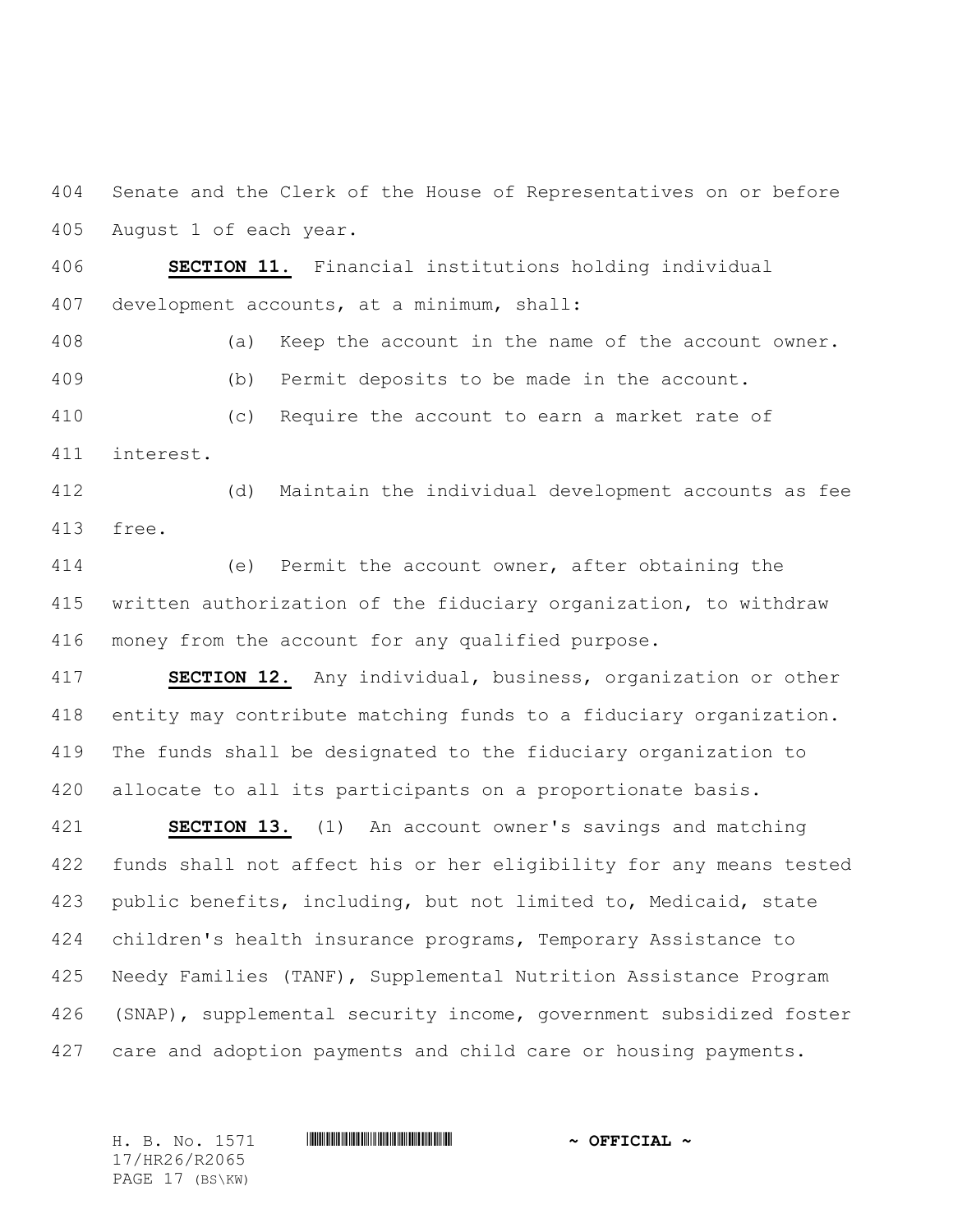Senate and the Clerk of the House of Representatives on or before August 1 of each year.

**SECTION 11.** Financial institutions holding individual development accounts, at a minimum, shall:

(a) Keep the account in the name of the account owner.

(b) Permit deposits to be made in the account.

(c) Require the account to earn a market rate of interest.

(d) Maintain the individual development accounts as fee free.

(e) Permit the account owner, after obtaining the written authorization of the fiduciary organization, to withdraw money from the account for any qualified purpose.

**SECTION 12.** Any individual, business, organization or other entity may contribute matching funds to a fiduciary organization. The funds shall be designated to the fiduciary organization to allocate to all its participants on a proportionate basis.

**SECTION 13.** (1) An account owner's savings and matching funds shall not affect his or her eligibility for any means tested public benefits, including, but not limited to, Medicaid, state children's health insurance programs, Temporary Assistance to Needy Families (TANF), Supplemental Nutrition Assistance Program (SNAP), supplemental security income, government subsidized foster care and adoption payments and child care or housing payments.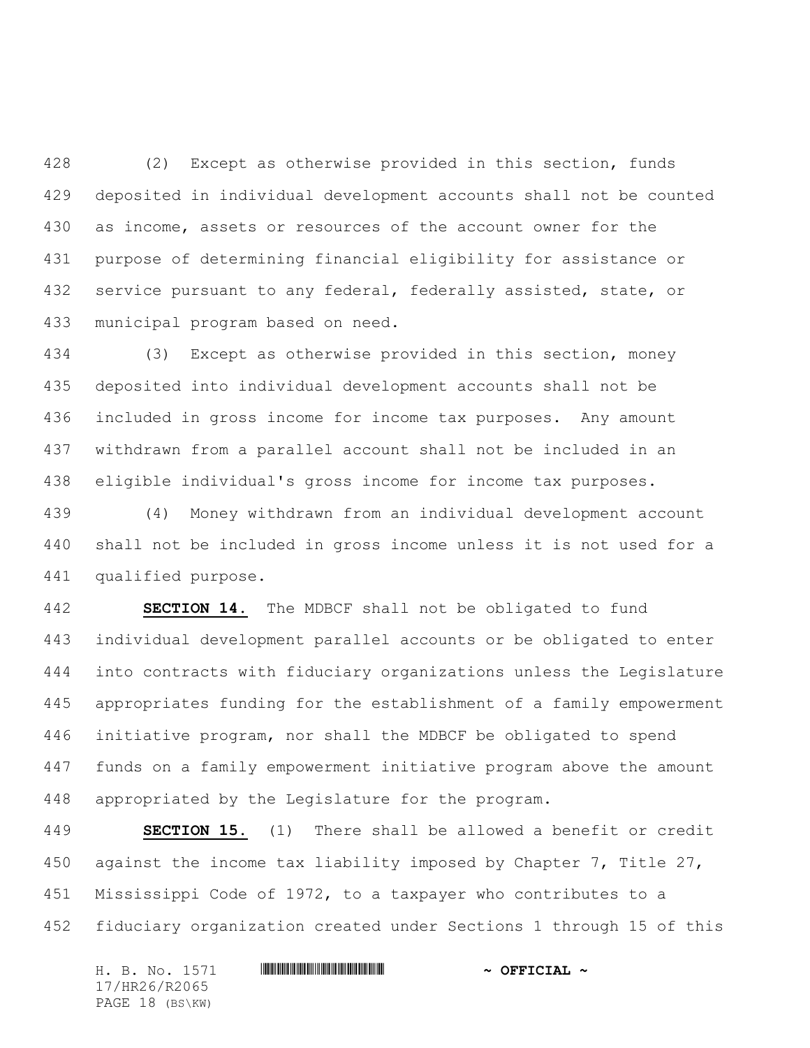(2) Except as otherwise provided in this section, funds deposited in individual development accounts shall not be counted as income, assets or resources of the account owner for the purpose of determining financial eligibility for assistance or service pursuant to any federal, federally assisted, state, or municipal program based on need.

(3) Except as otherwise provided in this section, money deposited into individual development accounts shall not be included in gross income for income tax purposes. Any amount withdrawn from a parallel account shall not be included in an eligible individual's gross income for income tax purposes.

(4) Money withdrawn from an individual development account shall not be included in gross income unless it is not used for a qualified purpose.

**SECTION 14.** The MDBCF shall not be obligated to fund individual development parallel accounts or be obligated to enter into contracts with fiduciary organizations unless the Legislature appropriates funding for the establishment of a family empowerment initiative program, nor shall the MDBCF be obligated to spend funds on a family empowerment initiative program above the amount appropriated by the Legislature for the program.

**SECTION 15.** (1) There shall be allowed a benefit or credit against the income tax liability imposed by Chapter 7, Title 27, Mississippi Code of 1972, to a taxpayer who contributes to a fiduciary organization created under Sections 1 through 15 of this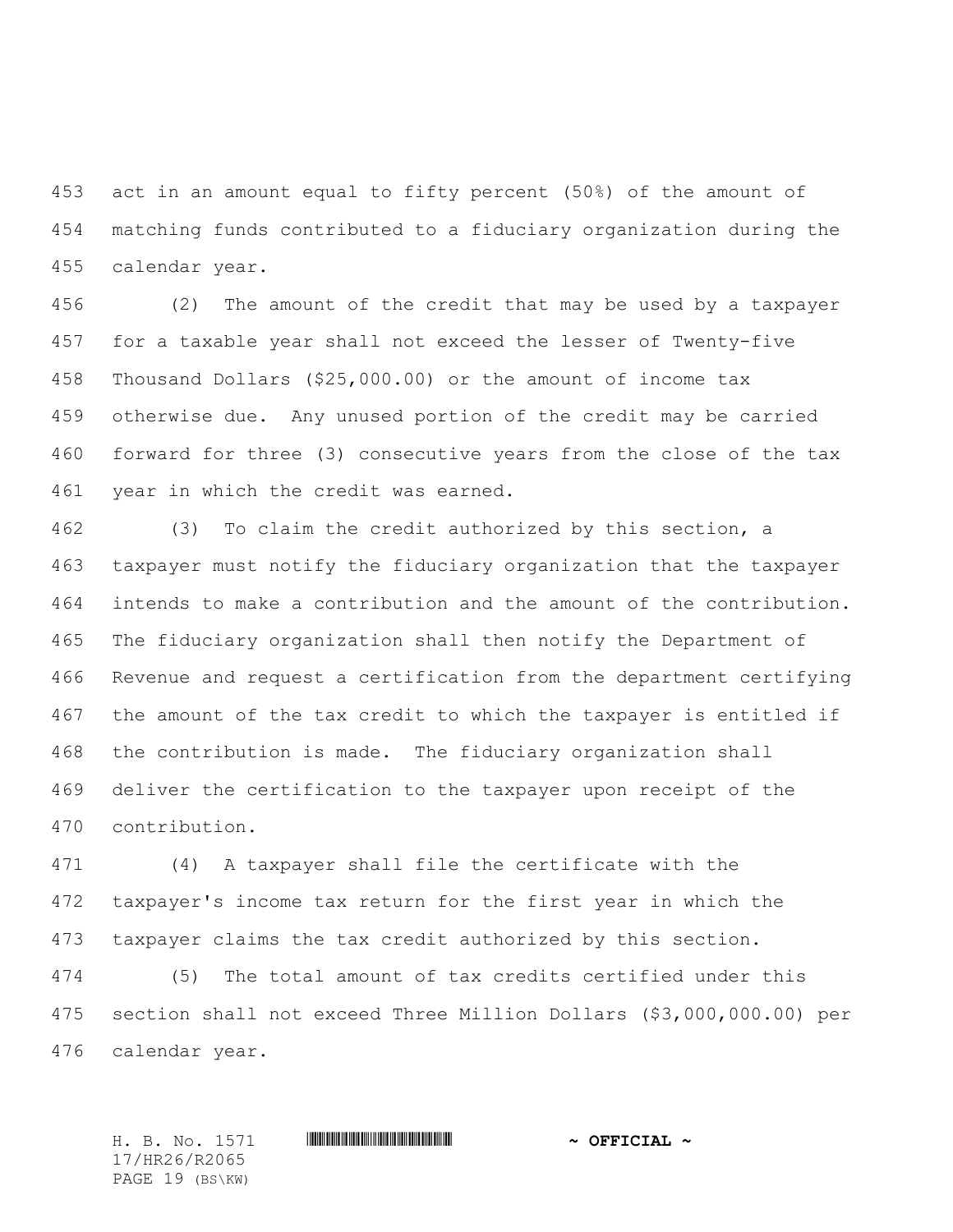act in an amount equal to fifty percent (50%) of the amount of matching funds contributed to a fiduciary organization during the calendar year.

(2) The amount of the credit that may be used by a taxpayer for a taxable year shall not exceed the lesser of Twenty-five Thousand Dollars ($25,000.00) or the amount of income tax otherwise due. Any unused portion of the credit may be carried forward for three (3) consecutive years from the close of the tax year in which the credit was earned.

(3) To claim the credit authorized by this section, a taxpayer must notify the fiduciary organization that the taxpayer intends to make a contribution and the amount of the contribution. The fiduciary organization shall then notify the Department of Revenue and request a certification from the department certifying the amount of the tax credit to which the taxpayer is entitled if the contribution is made. The fiduciary organization shall deliver the certification to the taxpayer upon receipt of the contribution.

(4) A taxpayer shall file the certificate with the taxpayer's income tax return for the first year in which the taxpayer claims the tax credit authorized by this section.

(5) The total amount of tax credits certified under this section shall not exceed Three Million Dollars ($3,000,000.00) per calendar year.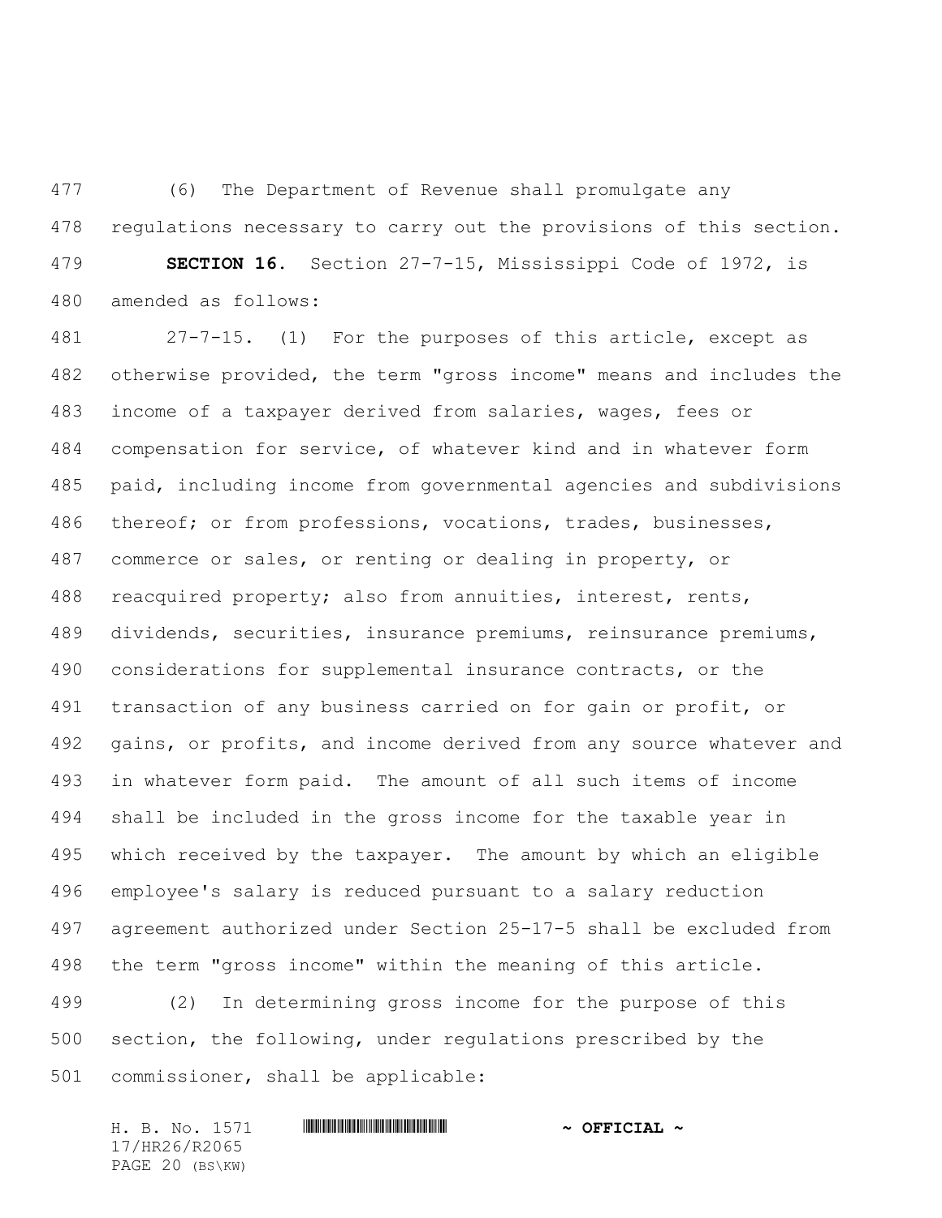(6) The Department of Revenue shall promulgate any regulations necessary to carry out the provisions of this section.

**SECTION 16.** Section 27-7-15, Mississippi Code of 1972, is amended as follows:

27-7-15. (1) For the purposes of this article, except as otherwise provided, the term "gross income" means and includes the income of a taxpayer derived from salaries, wages, fees or compensation for service, of whatever kind and in whatever form paid, including income from governmental agencies and subdivisions thereof; or from professions, vocations, trades, businesses, commerce or sales, or renting or dealing in property, or reacquired property; also from annuities, interest, rents, dividends, securities, insurance premiums, reinsurance premiums, considerations for supplemental insurance contracts, or the transaction of any business carried on for gain or profit, or gains, or profits, and income derived from any source whatever and in whatever form paid. The amount of all such items of income shall be included in the gross income for the taxable year in which received by the taxpayer. The amount by which an eligible employee's salary is reduced pursuant to a salary reduction agreement authorized under Section 25-17-5 shall be excluded from the term "gross income" within the meaning of this article.

(2) In determining gross income for the purpose of this section, the following, under regulations prescribed by the commissioner, shall be applicable: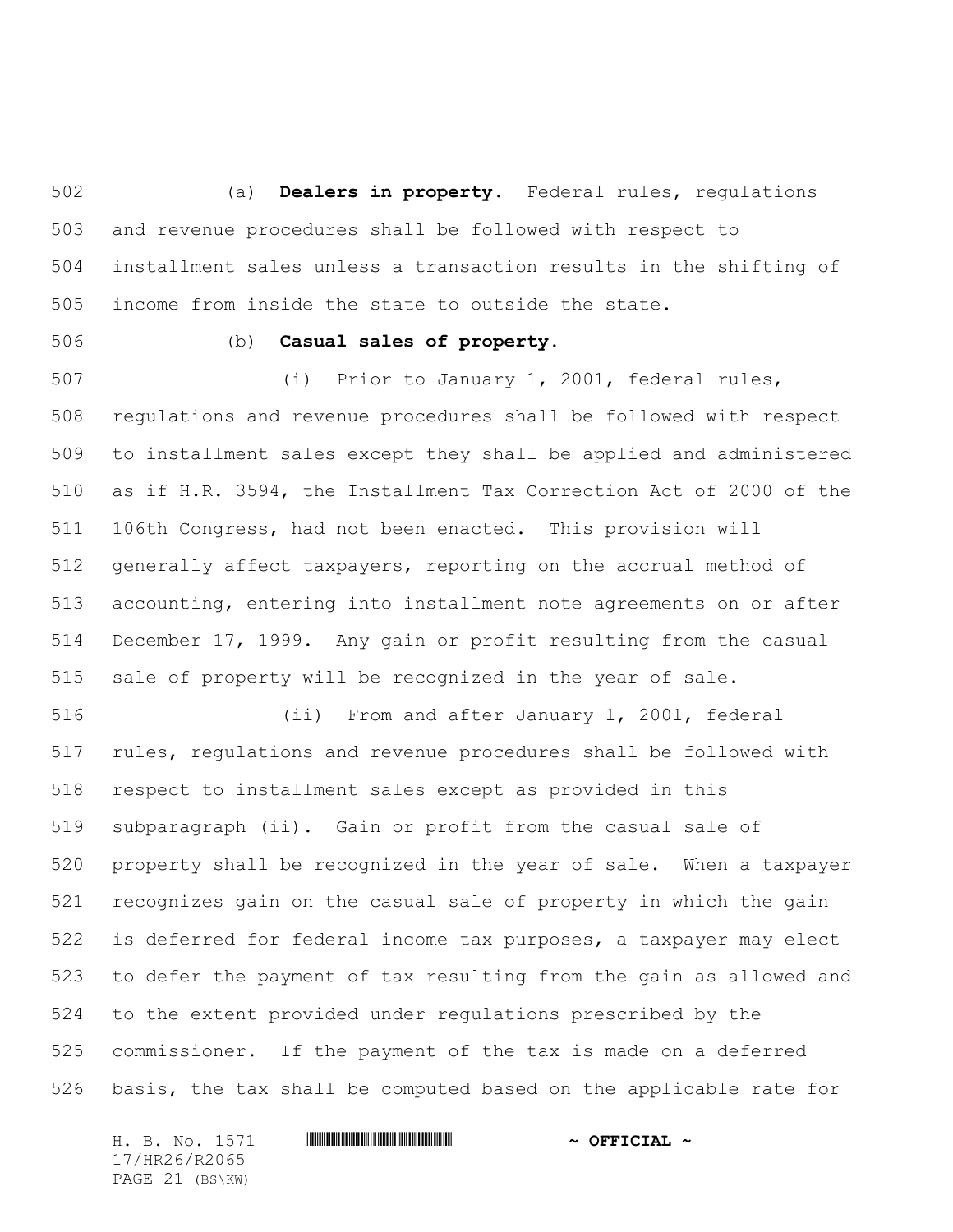(a) **Dealers in property.** Federal rules, regulations and revenue procedures shall be followed with respect to installment sales unless a transaction results in the shifting of income from inside the state to outside the state.

(b) **Casual sales of property.**

(i) Prior to January 1, 2001, federal rules, regulations and revenue procedures shall be followed with respect to installment sales except they shall be applied and administered as if H.R. 3594, the Installment Tax Correction Act of 2000 of the 106th Congress, had not been enacted. This provision will generally affect taxpayers, reporting on the accrual method of accounting, entering into installment note agreements on or after December 17, 1999. Any gain or profit resulting from the casual sale of property will be recognized in the year of sale.

(ii) From and after January 1, 2001, federal rules, regulations and revenue procedures shall be followed with respect to installment sales except as provided in this subparagraph (ii). Gain or profit from the casual sale of property shall be recognized in the year of sale. When a taxpayer recognizes gain on the casual sale of property in which the gain is deferred for federal income tax purposes, a taxpayer may elect to defer the payment of tax resulting from the gain as allowed and to the extent provided under regulations prescribed by the commissioner. If the payment of the tax is made on a deferred basis, the tax shall be computed based on the applicable rate for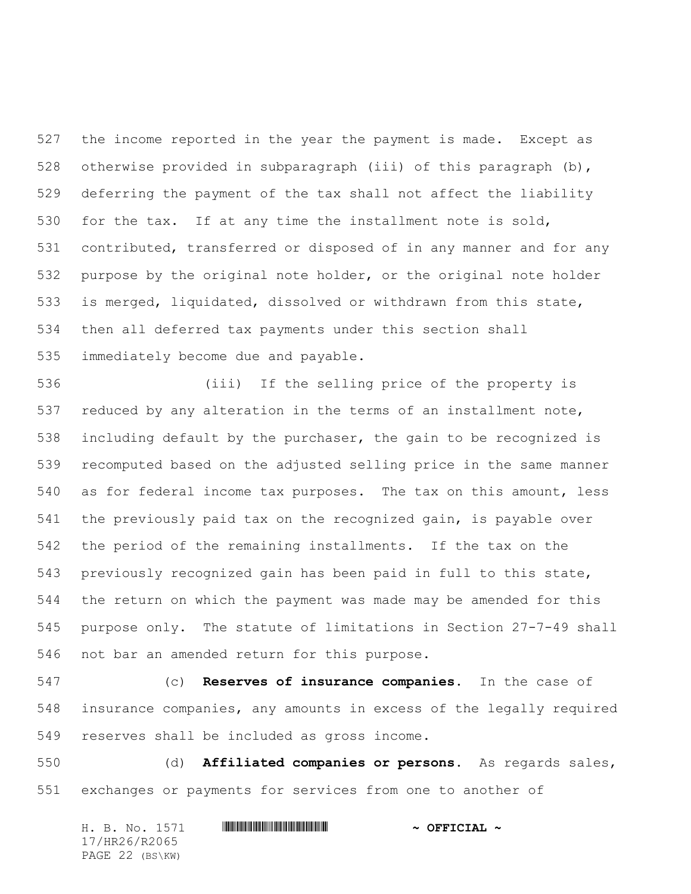the income reported in the year the payment is made. Except as otherwise provided in subparagraph (iii) of this paragraph (b), deferring the payment of the tax shall not affect the liability for the tax. If at any time the installment note is sold, contributed, transferred or disposed of in any manner and for any purpose by the original note holder, or the original note holder is merged, liquidated, dissolved or withdrawn from this state, then all deferred tax payments under this section shall immediately become due and payable.

(iii) If the selling price of the property is reduced by any alteration in the terms of an installment note, including default by the purchaser, the gain to be recognized is recomputed based on the adjusted selling price in the same manner as for federal income tax purposes. The tax on this amount, less the previously paid tax on the recognized gain, is payable over the period of the remaining installments. If the tax on the previously recognized gain has been paid in full to this state, the return on which the payment was made may be amended for this purpose only. The statute of limitations in Section 27-7-49 shall not bar an amended return for this purpose.

(c) **Reserves of insurance companies.** In the case of insurance companies, any amounts in excess of the legally required reserves shall be included as gross income.

(d) **Affiliated companies or persons.** As regards sales, exchanges or payments for services from one to another of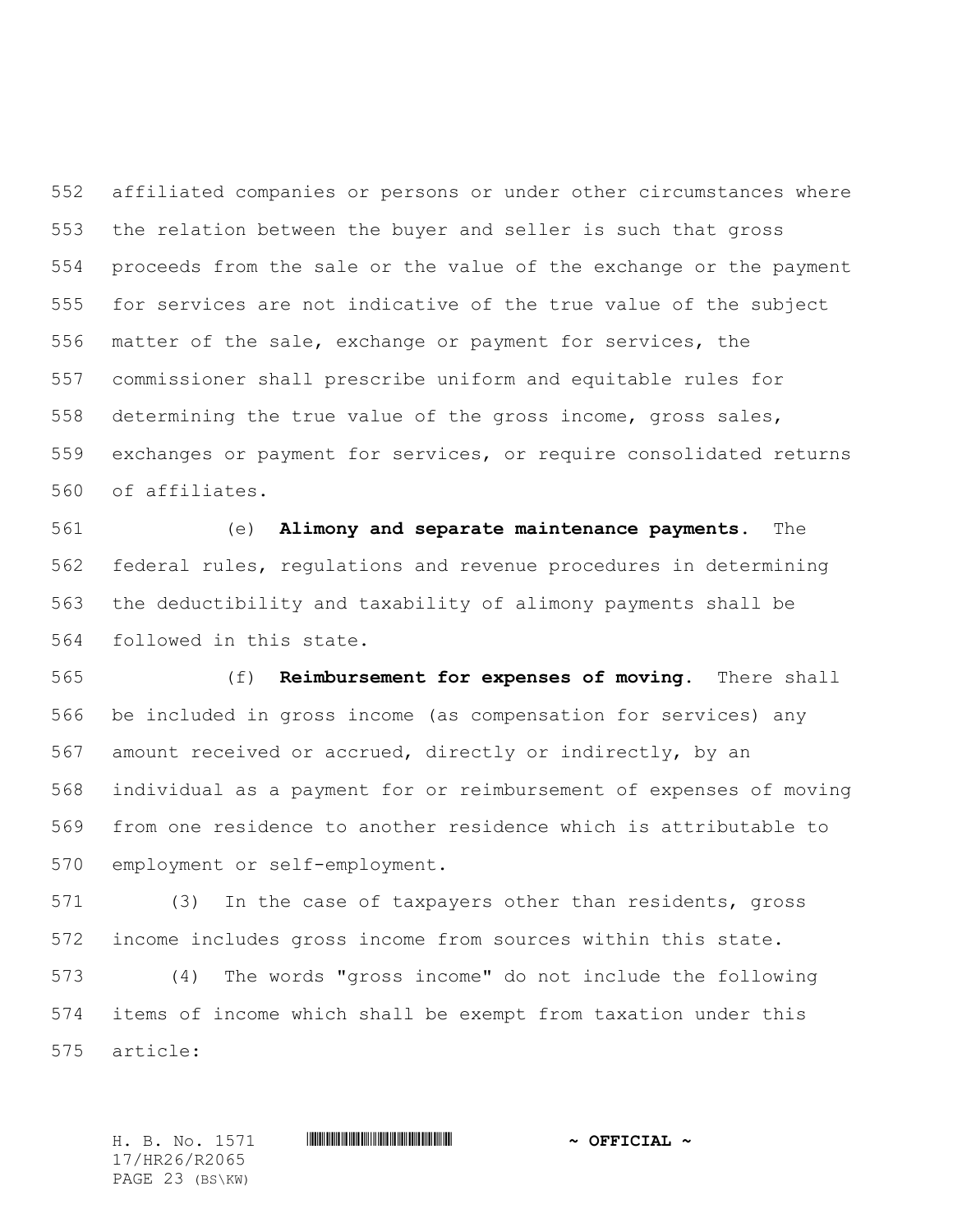affiliated companies or persons or under other circumstances where the relation between the buyer and seller is such that gross proceeds from the sale or the value of the exchange or the payment for services are not indicative of the true value of the subject matter of the sale, exchange or payment for services, the commissioner shall prescribe uniform and equitable rules for determining the true value of the gross income, gross sales, exchanges or payment for services, or require consolidated returns of affiliates.

(e) **Alimony and separate maintenance payments.** The federal rules, regulations and revenue procedures in determining the deductibility and taxability of alimony payments shall be followed in this state.

(f) **Reimbursement for expenses of moving.** There shall be included in gross income (as compensation for services) any amount received or accrued, directly or indirectly, by an individual as a payment for or reimbursement of expenses of moving from one residence to another residence which is attributable to employment or self-employment.

(3) In the case of taxpayers other than residents, gross income includes gross income from sources within this state.

(4) The words "gross income" do not include the following items of income which shall be exempt from taxation under this article: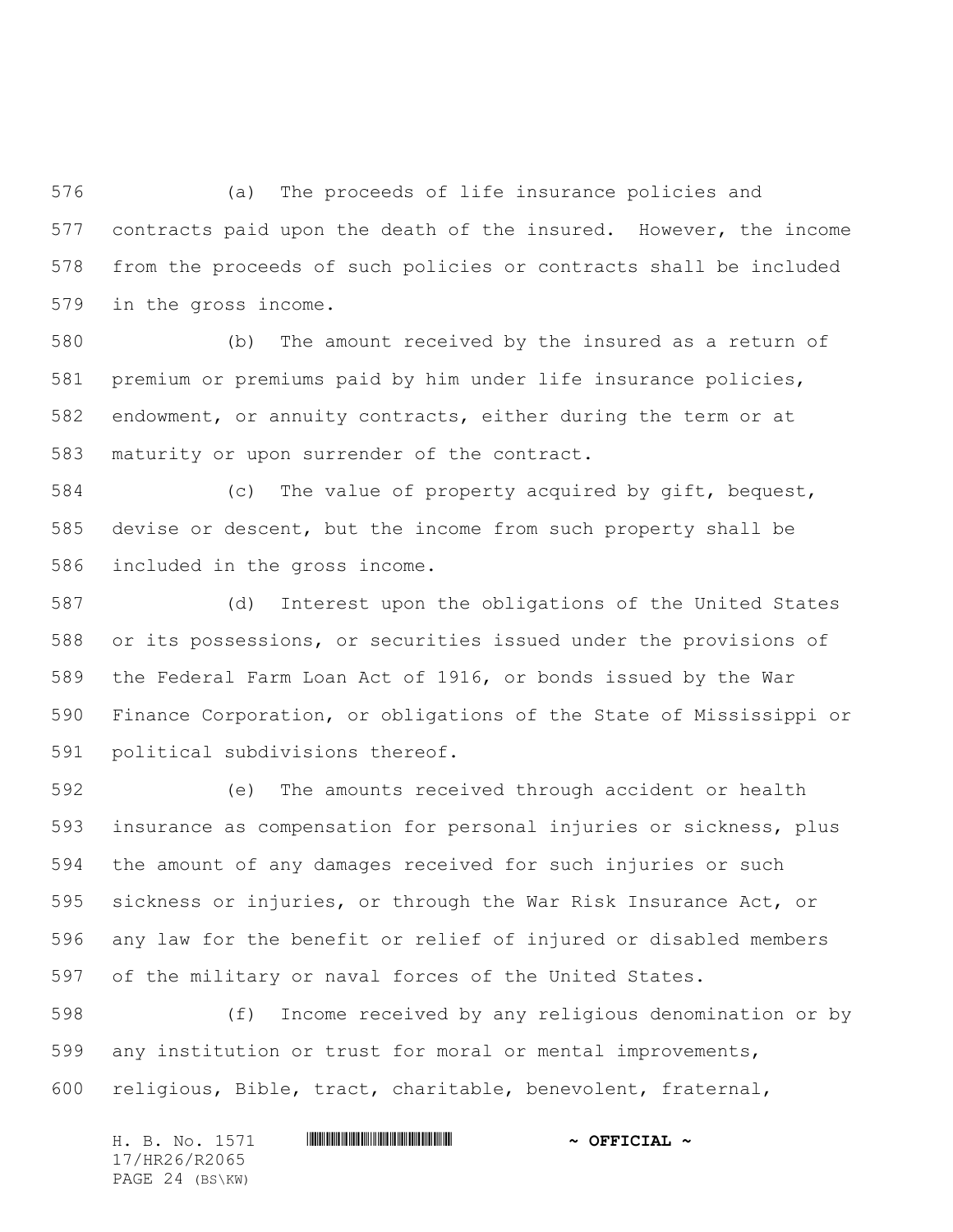(a) The proceeds of life insurance policies and contracts paid upon the death of the insured. However, the income from the proceeds of such policies or contracts shall be included in the gross income.

(b) The amount received by the insured as a return of premium or premiums paid by him under life insurance policies, endowment, or annuity contracts, either during the term or at maturity or upon surrender of the contract.

(c) The value of property acquired by gift, bequest, devise or descent, but the income from such property shall be included in the gross income.

(d) Interest upon the obligations of the United States or its possessions, or securities issued under the provisions of the Federal Farm Loan Act of 1916, or bonds issued by the War Finance Corporation, or obligations of the State of Mississippi or political subdivisions thereof.

(e) The amounts received through accident or health insurance as compensation for personal injuries or sickness, plus the amount of any damages received for such injuries or such sickness or injuries, or through the War Risk Insurance Act, or any law for the benefit or relief of injured or disabled members of the military or naval forces of the United States.

(f) Income received by any religious denomination or by any institution or trust for moral or mental improvements, religious, Bible, tract, charitable, benevolent, fraternal,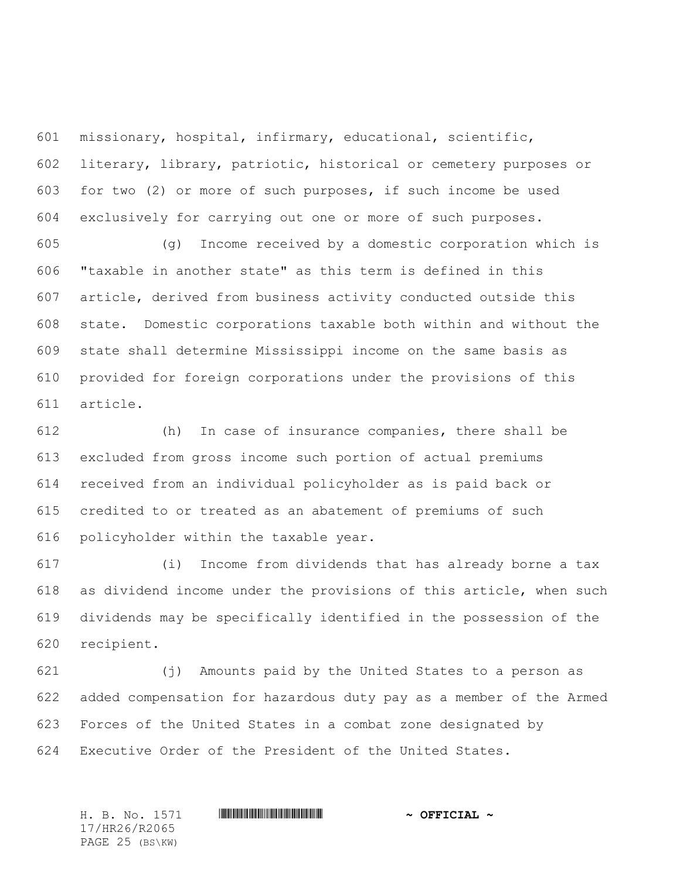missionary, hospital, infirmary, educational, scientific, literary, library, patriotic, historical or cemetery purposes or for two (2) or more of such purposes, if such income be used exclusively for carrying out one or more of such purposes.

(g) Income received by a domestic corporation which is "taxable in another state" as this term is defined in this article, derived from business activity conducted outside this state. Domestic corporations taxable both within and without the state shall determine Mississippi income on the same basis as provided for foreign corporations under the provisions of this article.

(h) In case of insurance companies, there shall be excluded from gross income such portion of actual premiums received from an individual policyholder as is paid back or credited to or treated as an abatement of premiums of such policyholder within the taxable year.

(i) Income from dividends that has already borne a tax as dividend income under the provisions of this article, when such dividends may be specifically identified in the possession of the recipient.

(j) Amounts paid by the United States to a person as added compensation for hazardous duty pay as a member of the Armed Forces of the United States in a combat zone designated by Executive Order of the President of the United States.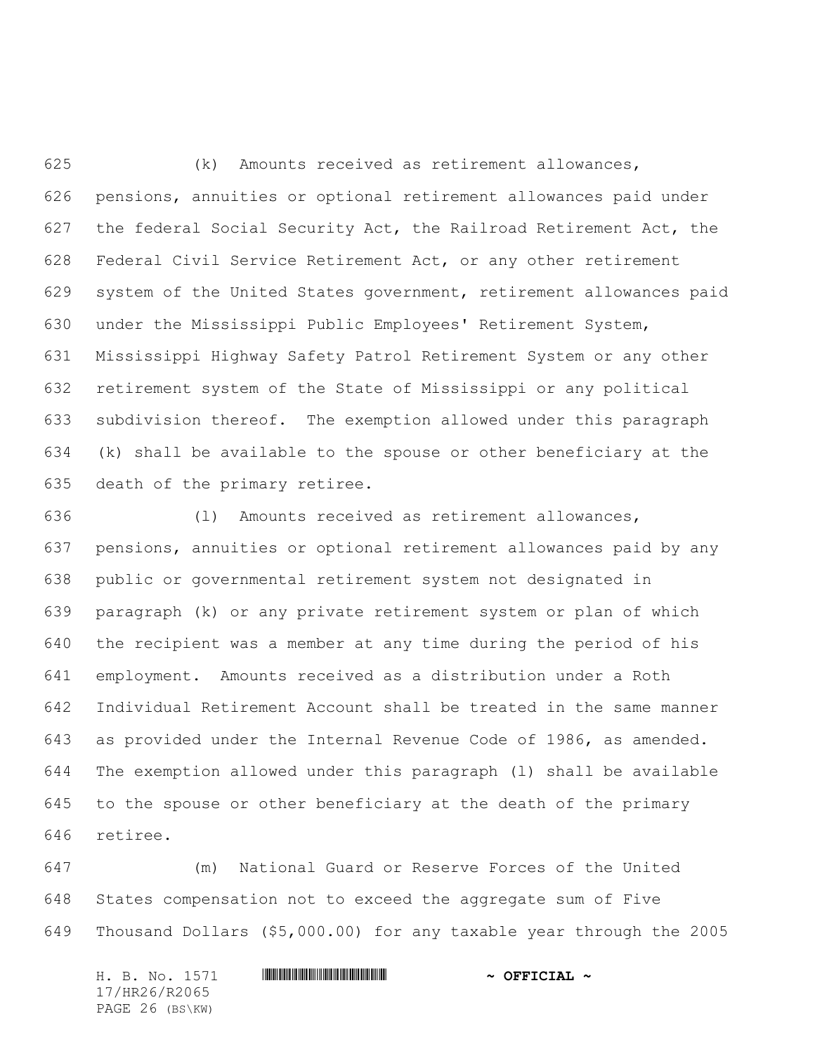(k) Amounts received as retirement allowances, pensions, annuities or optional retirement allowances paid under the federal Social Security Act, the Railroad Retirement Act, the Federal Civil Service Retirement Act, or any other retirement system of the United States government, retirement allowances paid under the Mississippi Public Employees' Retirement System, Mississippi Highway Safety Patrol Retirement System or any other retirement system of the State of Mississippi or any political subdivision thereof. The exemption allowed under this paragraph (k) shall be available to the spouse or other beneficiary at the death of the primary retiree.

(l) Amounts received as retirement allowances, pensions, annuities or optional retirement allowances paid by any public or governmental retirement system not designated in paragraph (k) or any private retirement system or plan of which the recipient was a member at any time during the period of his employment. Amounts received as a distribution under a Roth Individual Retirement Account shall be treated in the same manner as provided under the Internal Revenue Code of 1986, as amended. The exemption allowed under this paragraph (l) shall be available to the spouse or other beneficiary at the death of the primary retiree.

(m) National Guard or Reserve Forces of the United States compensation not to exceed the aggregate sum of Five Thousand Dollars ($5,000.00) for any taxable year through the 2005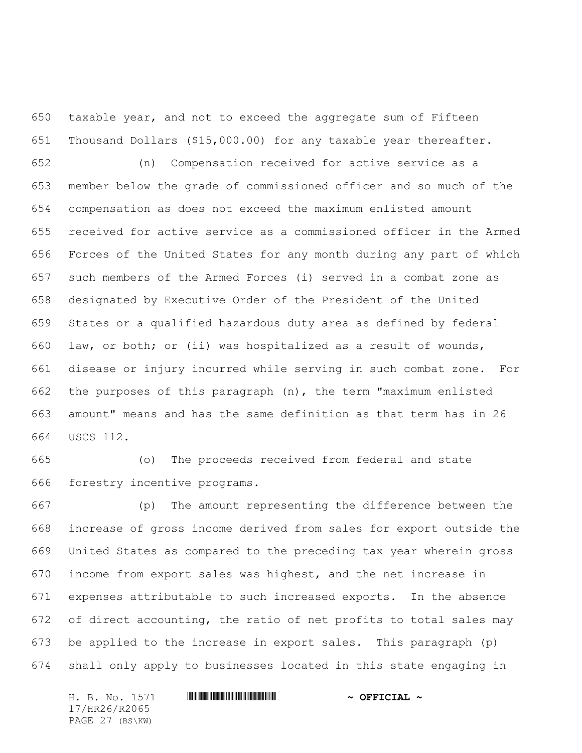taxable year, and not to exceed the aggregate sum of Fifteen Thousand Dollars ($15,000.00) for any taxable year thereafter.

(n) Compensation received for active service as a member below the grade of commissioned officer and so much of the compensation as does not exceed the maximum enlisted amount received for active service as a commissioned officer in the Armed Forces of the United States for any month during any part of which such members of the Armed Forces (i) served in a combat zone as designated by Executive Order of the President of the United States or a qualified hazardous duty area as defined by federal law, or both; or (ii) was hospitalized as a result of wounds, disease or injury incurred while serving in such combat zone. For the purposes of this paragraph (n), the term "maximum enlisted amount" means and has the same definition as that term has in 26 USCS 112.

(o) The proceeds received from federal and state forestry incentive programs.

(p) The amount representing the difference between the increase of gross income derived from sales for export outside the United States as compared to the preceding tax year wherein gross income from export sales was highest, and the net increase in expenses attributable to such increased exports. In the absence of direct accounting, the ratio of net profits to total sales may be applied to the increase in export sales. This paragraph (p) shall only apply to businesses located in this state engaging in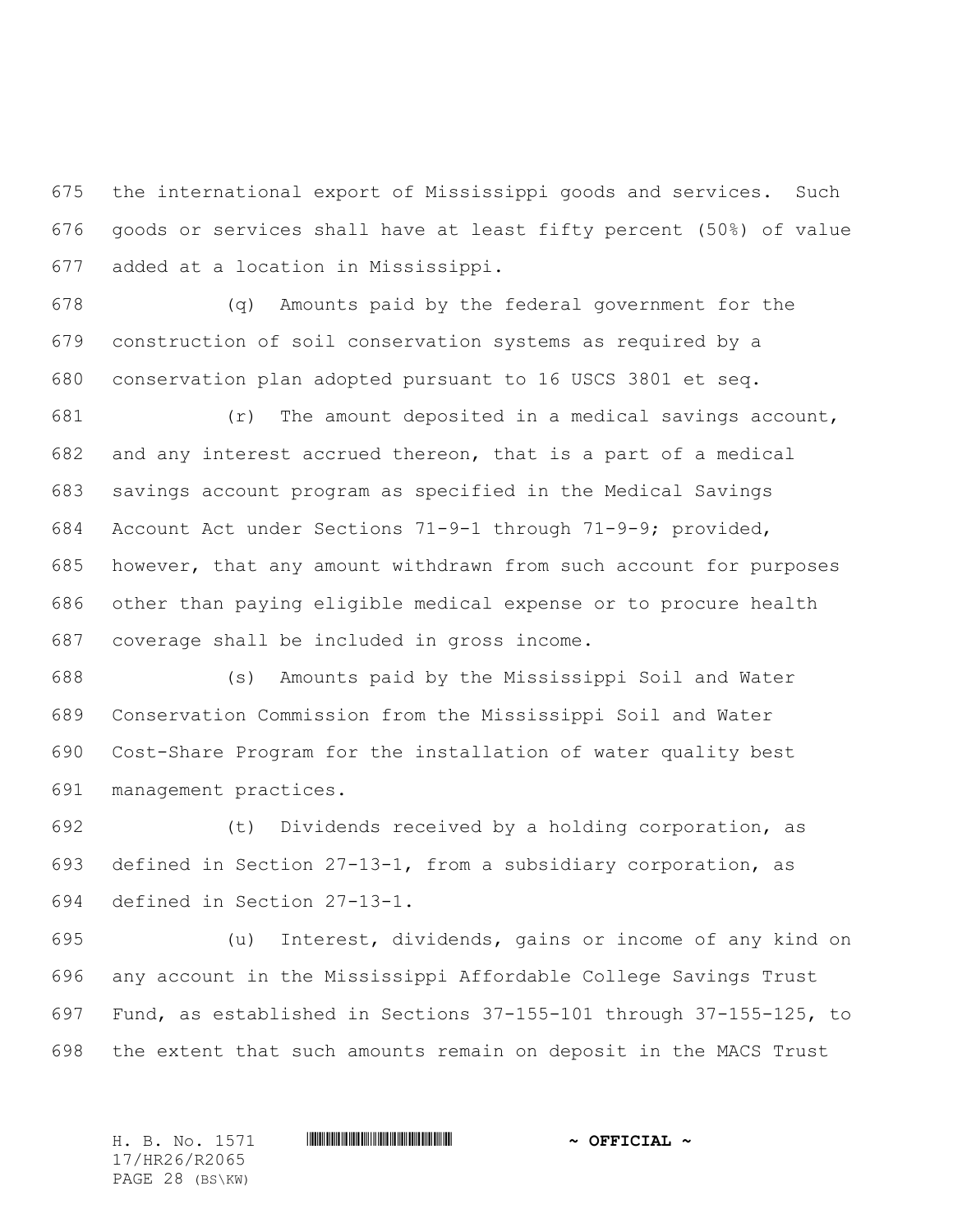the international export of Mississippi goods and services. Such goods or services shall have at least fifty percent (50%) of value added at a location in Mississippi.

(q) Amounts paid by the federal government for the construction of soil conservation systems as required by a conservation plan adopted pursuant to 16 USCS 3801 et seq.

(r) The amount deposited in a medical savings account, and any interest accrued thereon, that is a part of a medical savings account program as specified in the Medical Savings Account Act under Sections 71-9-1 through 71-9-9; provided, however, that any amount withdrawn from such account for purposes other than paying eligible medical expense or to procure health coverage shall be included in gross income.

(s) Amounts paid by the Mississippi Soil and Water Conservation Commission from the Mississippi Soil and Water Cost-Share Program for the installation of water quality best management practices.

(t) Dividends received by a holding corporation, as defined in Section 27-13-1, from a subsidiary corporation, as defined in Section 27-13-1.

(u) Interest, dividends, gains or income of any kind on any account in the Mississippi Affordable College Savings Trust Fund, as established in Sections 37-155-101 through 37-155-125, to the extent that such amounts remain on deposit in the MACS Trust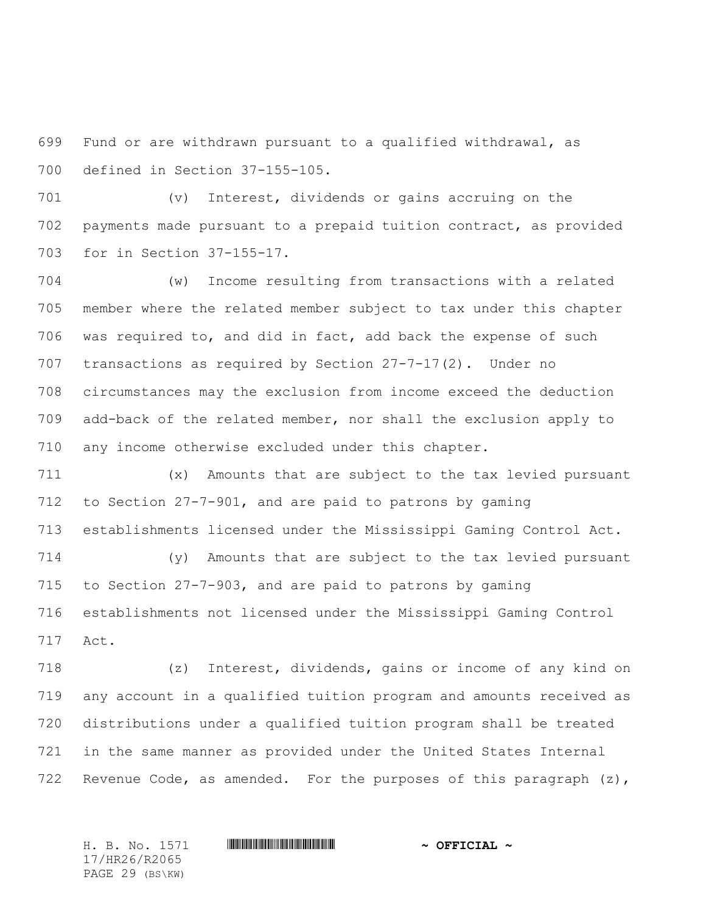Fund or are withdrawn pursuant to a qualified withdrawal, as defined in Section 37-155-105.

(v) Interest, dividends or gains accruing on the payments made pursuant to a prepaid tuition contract, as provided for in Section 37-155-17.

(w) Income resulting from transactions with a related member where the related member subject to tax under this chapter was required to, and did in fact, add back the expense of such transactions as required by Section 27-7-17(2). Under no circumstances may the exclusion from income exceed the deduction add-back of the related member, nor shall the exclusion apply to any income otherwise excluded under this chapter.

(x) Amounts that are subject to the tax levied pursuant to Section 27-7-901, and are paid to patrons by gaming establishments licensed under the Mississippi Gaming Control Act.

(y) Amounts that are subject to the tax levied pursuant to Section 27-7-903, and are paid to patrons by gaming establishments not licensed under the Mississippi Gaming Control Act.

(z) Interest, dividends, gains or income of any kind on any account in a qualified tuition program and amounts received as distributions under a qualified tuition program shall be treated in the same manner as provided under the United States Internal Revenue Code, as amended. For the purposes of this paragraph (z),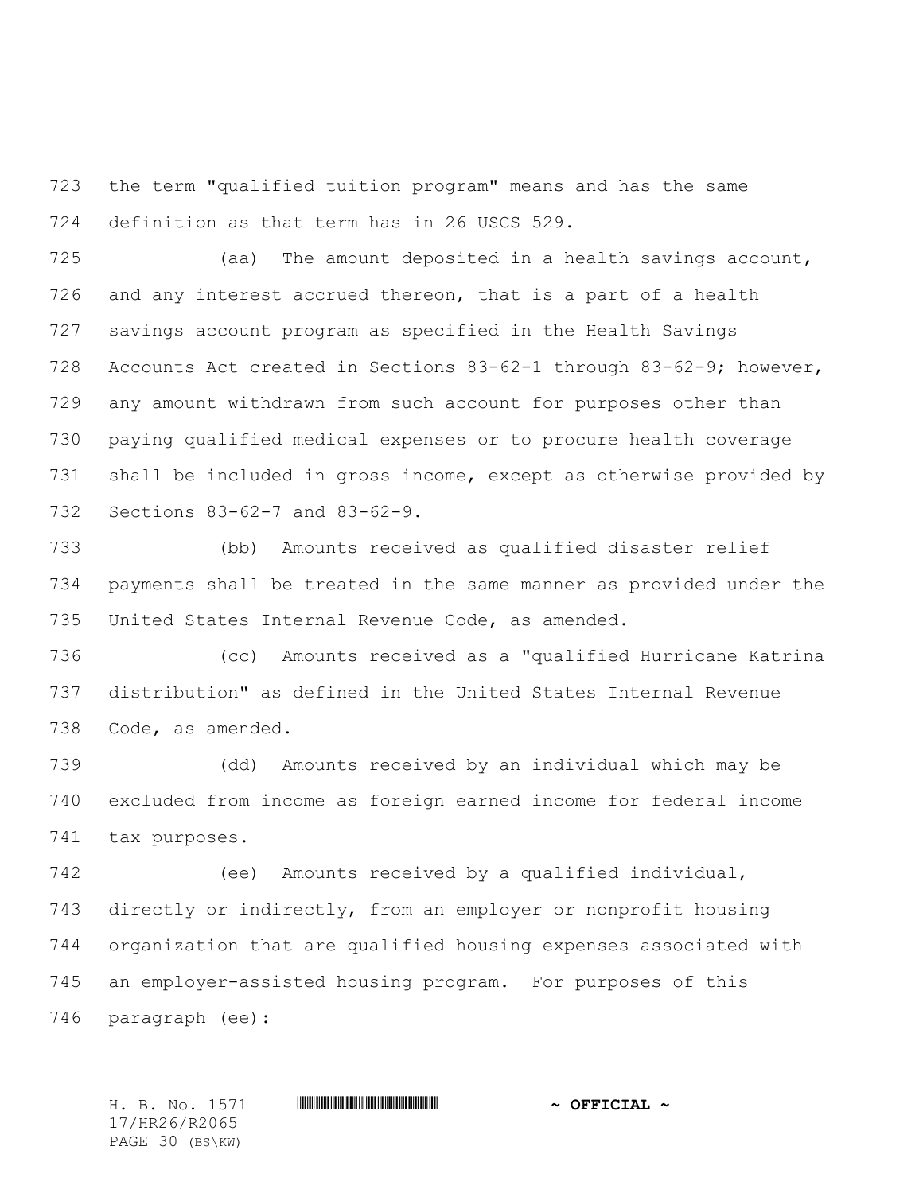the term "qualified tuition program" means and has the same definition as that term has in 26 USCS 529.

(aa) The amount deposited in a health savings account, and any interest accrued thereon, that is a part of a health savings account program as specified in the Health Savings Accounts Act created in Sections 83-62-1 through 83-62-9; however, any amount withdrawn from such account for purposes other than paying qualified medical expenses or to procure health coverage shall be included in gross income, except as otherwise provided by Sections 83-62-7 and 83-62-9.

(bb) Amounts received as qualified disaster relief payments shall be treated in the same manner as provided under the United States Internal Revenue Code, as amended.

(cc) Amounts received as a "qualified Hurricane Katrina distribution" as defined in the United States Internal Revenue Code, as amended.

(dd) Amounts received by an individual which may be excluded from income as foreign earned income for federal income tax purposes.

(ee) Amounts received by a qualified individual, directly or indirectly, from an employer or nonprofit housing organization that are qualified housing expenses associated with an employer-assisted housing program. For purposes of this paragraph (ee):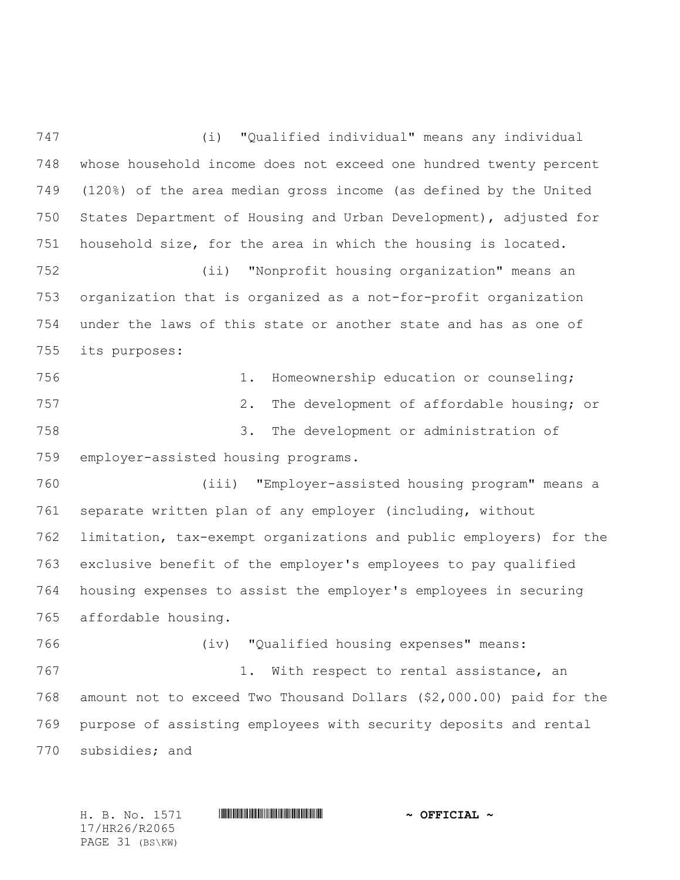(i) "Qualified individual" means any individual whose household income does not exceed one hundred twenty percent (120%) of the area median gross income (as defined by the United States Department of Housing and Urban Development), adjusted for household size, for the area in which the housing is located.

(ii) "Nonprofit housing organization" means an organization that is organized as a not-for-profit organization under the laws of this state or another state and has as one of its purposes:

1. Homeownership education or counseling;

2. The development of affordable housing; or

3. The development or administration of employer-assisted housing programs.

(iii) "Employer-assisted housing program" means a separate written plan of any employer (including, without limitation, tax-exempt organizations and public employers) for the exclusive benefit of the employer's employees to pay qualified housing expenses to assist the employer's employees in securing affordable housing.

(iv) "Qualified housing expenses" means:

1. With respect to rental assistance, an amount not to exceed Two Thousand Dollars ($2,000.00) paid for the purpose of assisting employees with security deposits and rental subsidies; and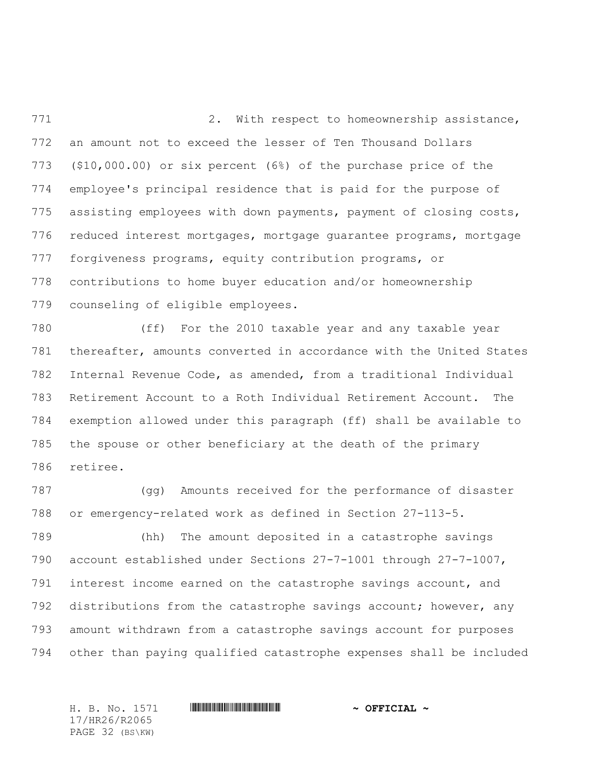2. With respect to homeownership assistance, an amount not to exceed the lesser of Ten Thousand Dollars ($10,000.00) or six percent (6%) of the purchase price of the employee's principal residence that is paid for the purpose of assisting employees with down payments, payment of closing costs, reduced interest mortgages, mortgage guarantee programs, mortgage forgiveness programs, equity contribution programs, or contributions to home buyer education and/or homeownership counseling of eligible employees.

(ff) For the 2010 taxable year and any taxable year thereafter, amounts converted in accordance with the United States Internal Revenue Code, as amended, from a traditional Individual Retirement Account to a Roth Individual Retirement Account. The exemption allowed under this paragraph (ff) shall be available to the spouse or other beneficiary at the death of the primary retiree.

(gg) Amounts received for the performance of disaster or emergency-related work as defined in Section 27-113-5.

(hh) The amount deposited in a catastrophe savings account established under Sections 27-7-1001 through 27-7-1007, interest income earned on the catastrophe savings account, and distributions from the catastrophe savings account; however, any amount withdrawn from a catastrophe savings account for purposes other than paying qualified catastrophe expenses shall be included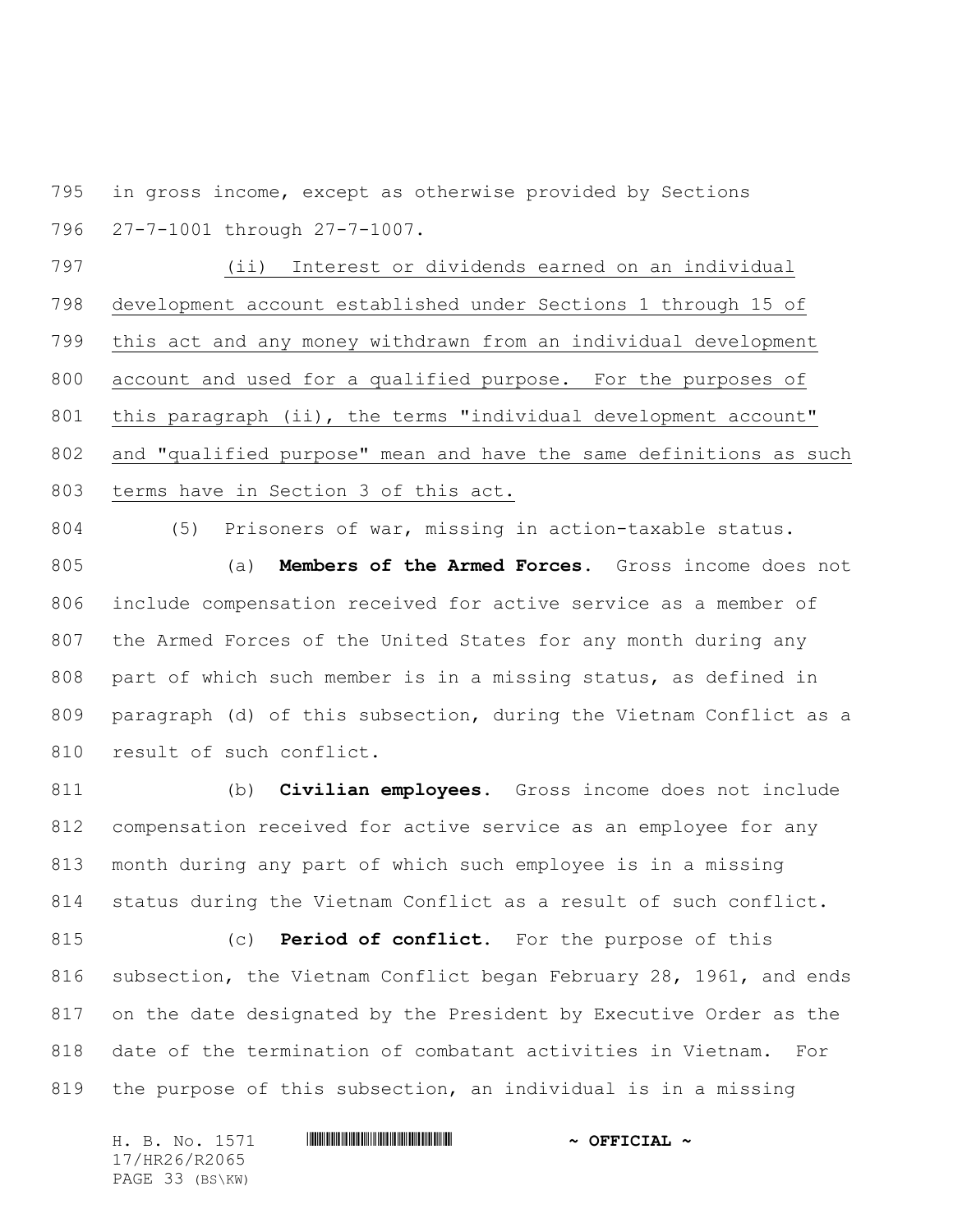in gross income, except as otherwise provided by Sections 27-7-1001 through 27-7-1007.

(ii) Interest or dividends earned on an individual development account established under Sections 1 through 15 of this act and any money withdrawn from an individual development account and used for a qualified purpose. For the purposes of this paragraph (ii), the terms "individual development account" and "qualified purpose" mean and have the same definitions as such terms have in Section 3 of this act.

(5) Prisoners of war, missing in action-taxable status.

(a) **Members of the Armed Forces.** Gross income does not include compensation received for active service as a member of the Armed Forces of the United States for any month during any part of which such member is in a missing status, as defined in paragraph (d) of this subsection, during the Vietnam Conflict as a result of such conflict.

(b) **Civilian employees.** Gross income does not include compensation received for active service as an employee for any month during any part of which such employee is in a missing status during the Vietnam Conflict as a result of such conflict.

(c) **Period of conflict.** For the purpose of this subsection, the Vietnam Conflict began February 28, 1961, and ends on the date designated by the President by Executive Order as the date of the termination of combatant activities in Vietnam. For the purpose of this subsection, an individual is in a missing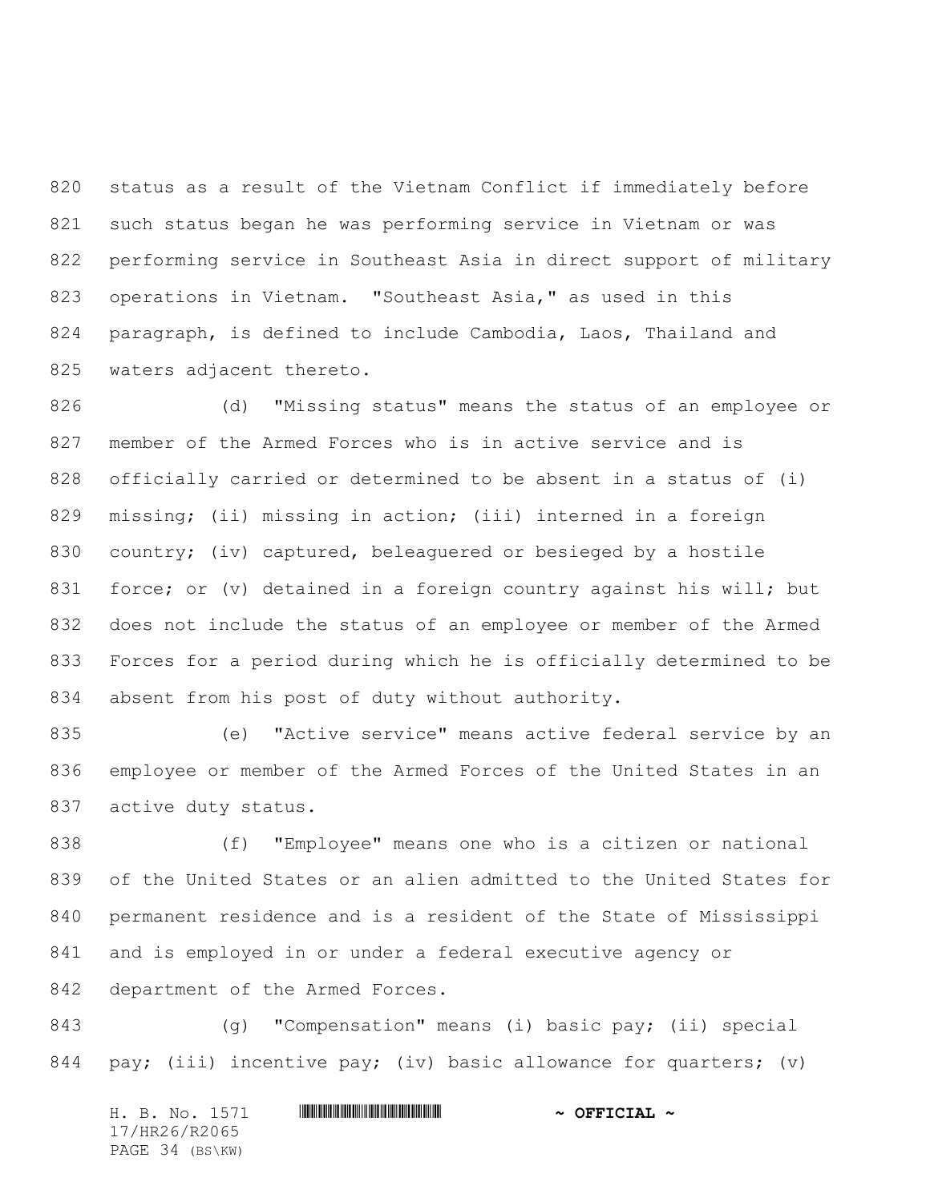status as a result of the Vietnam Conflict if immediately before such status began he was performing service in Vietnam or was performing service in Southeast Asia in direct support of military operations in Vietnam. "Southeast Asia," as used in this paragraph, is defined to include Cambodia, Laos, Thailand and waters adjacent thereto.

(d) "Missing status" means the status of an employee or member of the Armed Forces who is in active service and is officially carried or determined to be absent in a status of (i) missing; (ii) missing in action; (iii) interned in a foreign country; (iv) captured, beleaguered or besieged by a hostile force; or (v) detained in a foreign country against his will; but does not include the status of an employee or member of the Armed Forces for a period during which he is officially determined to be absent from his post of duty without authority.

(e) "Active service" means active federal service by an employee or member of the Armed Forces of the United States in an active duty status.

(f) "Employee" means one who is a citizen or national of the United States or an alien admitted to the United States for permanent residence and is a resident of the State of Mississippi and is employed in or under a federal executive agency or department of the Armed Forces.

(g) "Compensation" means (i) basic pay; (ii) special pay; (iii) incentive pay; (iv) basic allowance for quarters; (v)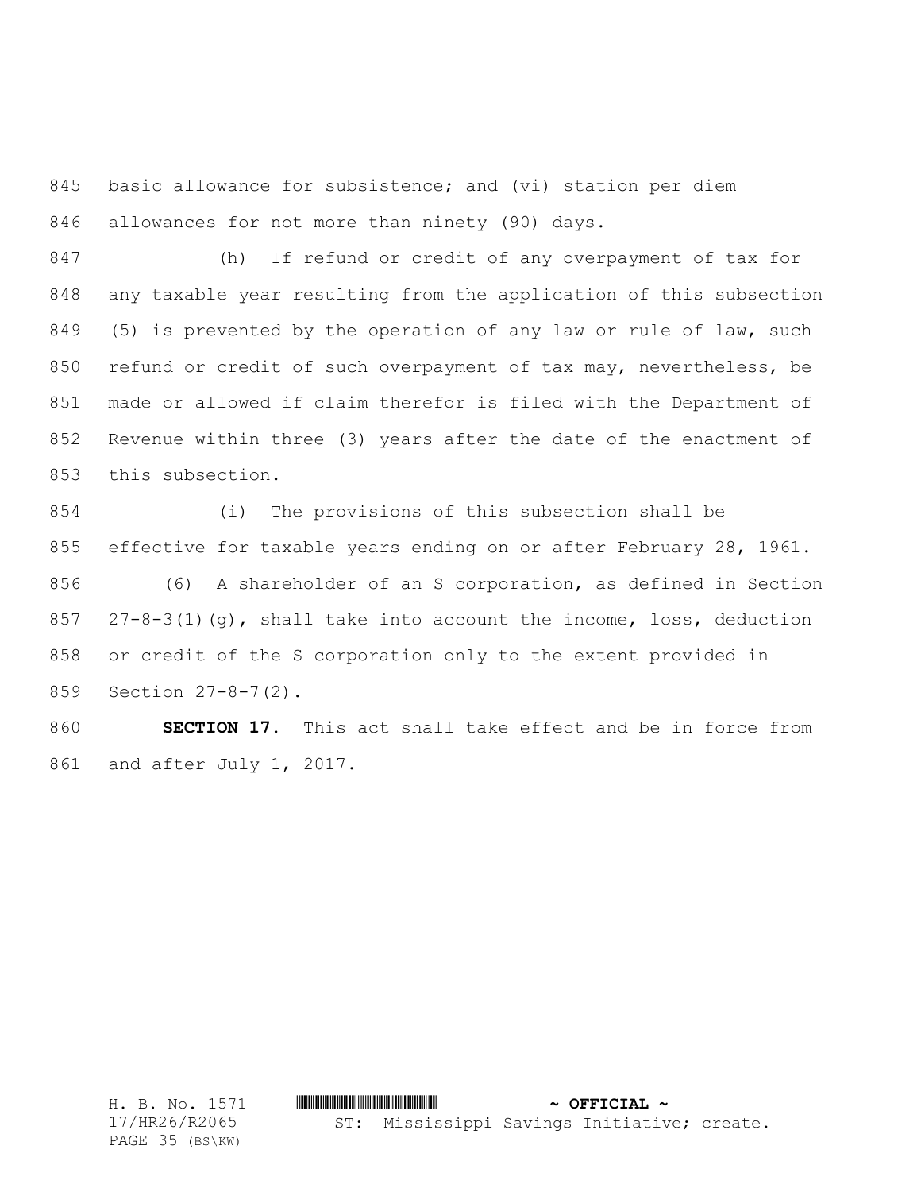basic allowance for subsistence; and (vi) station per diem allowances for not more than ninety (90) days.

(h) If refund or credit of any overpayment of tax for any taxable year resulting from the application of this subsection (5) is prevented by the operation of any law or rule of law, such refund or credit of such overpayment of tax may, nevertheless, be made or allowed if claim therefor is filed with the Department of Revenue within three (3) years after the date of the enactment of this subsection.

(i) The provisions of this subsection shall be effective for taxable years ending on or after February 28, 1961.

(6) A shareholder of an S corporation, as defined in Section 27-8-3(1)(g), shall take into account the income, loss, deduction or credit of the S corporation only to the extent provided in Section 27-8-7(2).

**SECTION 17.** This act shall take effect and be in force from and after July 1, 2017.